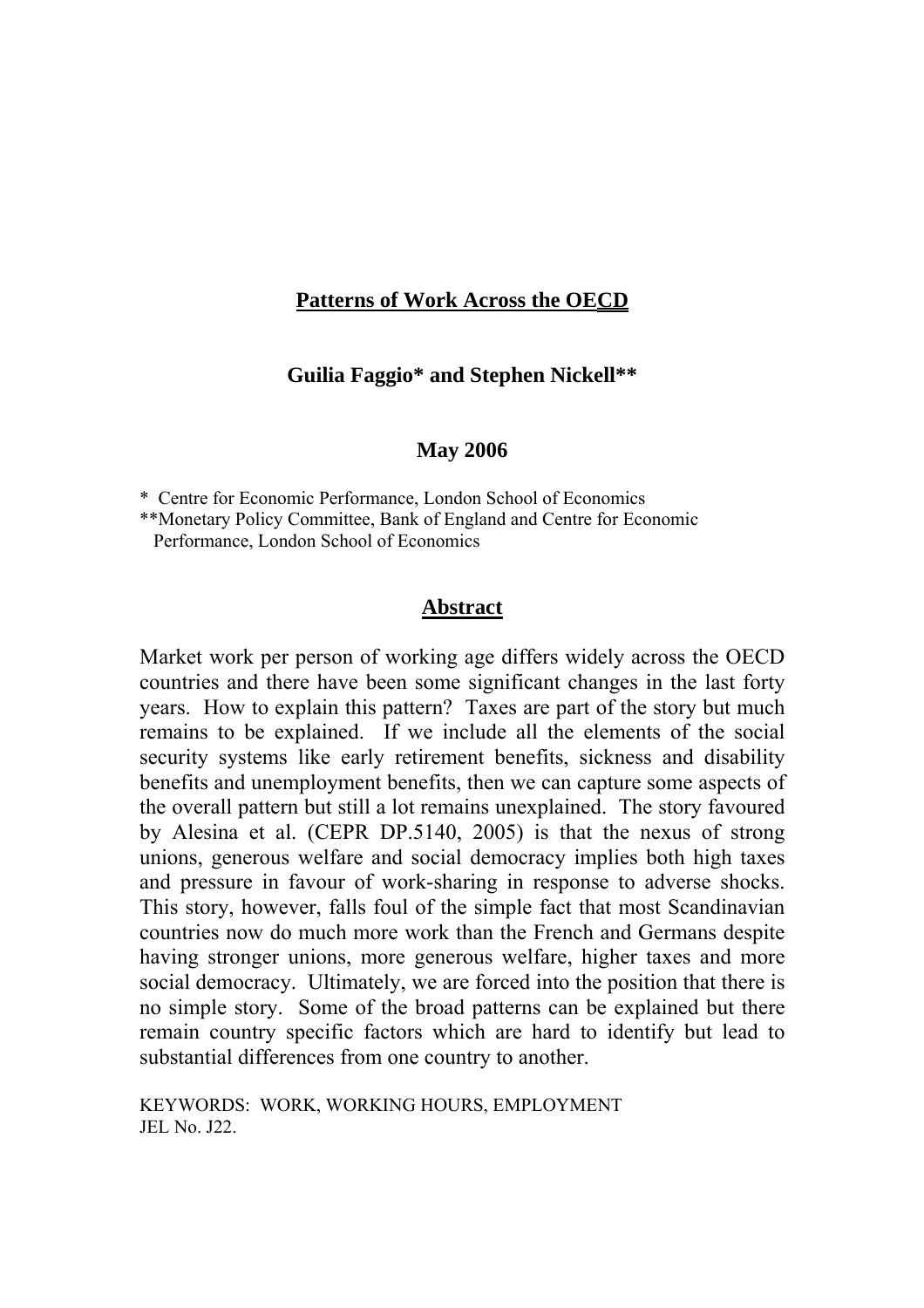# Patterns of Work Across the OECD

**Guilia Faggio* and Stephen Nickell****

**May 2006**

* Centre for Economic Performance, London School of Economics
**Monetary Policy Committee, Bank of England and Centre for Economic Performance, London School of Economics

## Abstract

Market work per person of working age differs widely across the OECD countries and there have been some significant changes in the last forty years. How to explain this pattern? Taxes are part of the story but much remains to be explained. If we include all the elements of the social security systems like early retirement benefits, sickness and disability benefits and unemployment benefits, then we can capture some aspects of the overall pattern but still a lot remains unexplained. The story favoured by Alesina et al. (CEPR DP.5140, 2005) is that the nexus of strong unions, generous welfare and social democracy implies both high taxes and pressure in favour of work-sharing in response to adverse shocks. This story, however, falls foul of the simple fact that most Scandinavian countries now do much more work than the French and Germans despite having stronger unions, more generous welfare, higher taxes and more social democracy. Ultimately, we are forced into the position that there is no simple story. Some of the broad patterns can be explained but there remain country specific factors which are hard to identify but lead to substantial differences from one country to another.

KEYWORDS: WORK, WORKING HOURS, EMPLOYMENT
JEL No. J22.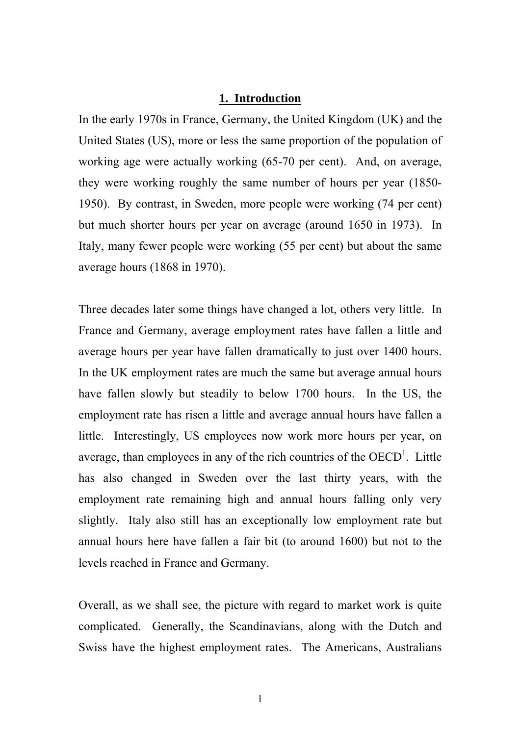## 1. Introduction

In the early 1970s in France, Germany, the United Kingdom (UK) and the United States (US), more or less the same proportion of the population of working age were actually working (65-70 per cent). And, on average, they were working roughly the same number of hours per year (1850-1950). By contrast, in Sweden, more people were working (74 per cent) but much shorter hours per year on average (around 1650 in 1973). In Italy, many fewer people were working (55 per cent) but about the same average hours (1868 in 1970).

Three decades later some things have changed a lot, others very little. In France and Germany, average employment rates have fallen a little and average hours per year have fallen dramatically to just over 1400 hours. In the UK employment rates are much the same but average annual hours have fallen slowly but steadily to below 1700 hours. In the US, the employment rate has risen a little and average annual hours have fallen a little. Interestingly, US employees now work more hours per year, on average, than employees in any of the rich countries of the OECD[1]. Little has also changed in Sweden over the last thirty years, with the employment rate remaining high and annual hours falling only very slightly. Italy also still has an exceptionally low employment rate but annual hours here have fallen a fair bit (to around 1600) but not to the levels reached in France and Germany.

Overall, as we shall see, the picture with regard to market work is quite complicated. Generally, the Scandinavians, along with the Dutch and Swiss have the highest employment rates. The Americans, Australians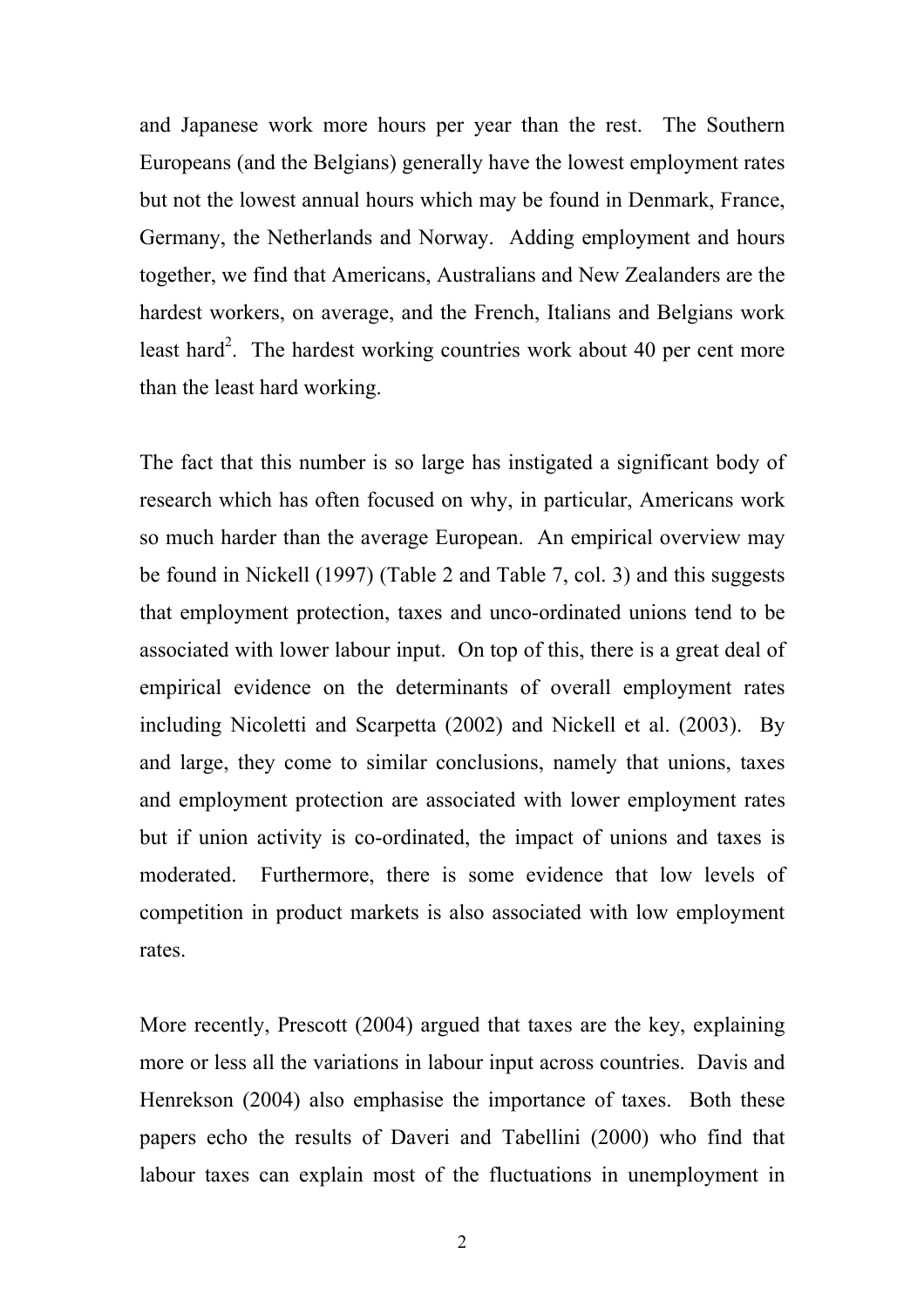and Japanese work more hours per year than the rest. The Southern Europeans (and the Belgians) generally have the lowest employment rates but not the lowest annual hours which may be found in Denmark, France, Germany, the Netherlands and Norway. Adding employment and hours together, we find that Americans, Australians and New Zealanders are the hardest workers, on average, and the French, Italians and Belgians work least hard[2]. The hardest working countries work about 40 per cent more than the least hard working.

The fact that this number is so large has instigated a significant body of research which has often focused on why, in particular, Americans work so much harder than the average European. An empirical overview may be found in Nickell (1997) (Table 2 and Table 7, col. 3) and this suggests that employment protection, taxes and unco-ordinated unions tend to be associated with lower labour input. On top of this, there is a great deal of empirical evidence on the determinants of overall employment rates including Nicoletti and Scarpetta (2002) and Nickell et al. (2003). By and large, they come to similar conclusions, namely that unions, taxes and employment protection are associated with lower employment rates but if union activity is co-ordinated, the impact of unions and taxes is moderated. Furthermore, there is some evidence that low levels of competition in product markets is also associated with low employment rates.

More recently, Prescott (2004) argued that taxes are the key, explaining more or less all the variations in labour input across countries. Davis and Henrekson (2004) also emphasise the importance of taxes. Both these papers echo the results of Daveri and Tabellini (2000) who find that labour taxes can explain most of the fluctuations in unemployment in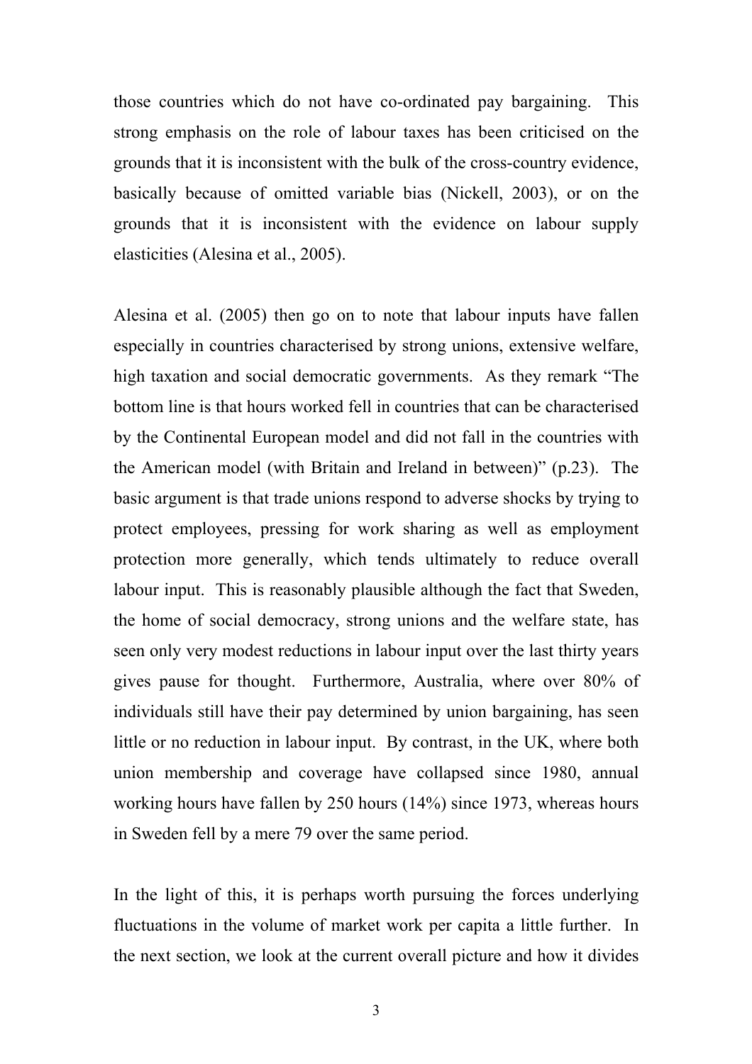those countries which do not have co-ordinated pay bargaining. This strong emphasis on the role of labour taxes has been criticised on the grounds that it is inconsistent with the bulk of the cross-country evidence, basically because of omitted variable bias (Nickell, 2003), or on the grounds that it is inconsistent with the evidence on labour supply elasticities (Alesina et al., 2005).

Alesina et al. (2005) then go on to note that labour inputs have fallen especially in countries characterised by strong unions, extensive welfare, high taxation and social democratic governments. As they remark "The bottom line is that hours worked fell in countries that can be characterised by the Continental European model and did not fall in the countries with the American model (with Britain and Ireland in between)" (p.23). The basic argument is that trade unions respond to adverse shocks by trying to protect employees, pressing for work sharing as well as employment protection more generally, which tends ultimately to reduce overall labour input. This is reasonably plausible although the fact that Sweden, the home of social democracy, strong unions and the welfare state, has seen only very modest reductions in labour input over the last thirty years gives pause for thought. Furthermore, Australia, where over 80% of individuals still have their pay determined by union bargaining, has seen little or no reduction in labour input. By contrast, in the UK, where both union membership and coverage have collapsed since 1980, annual working hours have fallen by 250 hours (14%) since 1973, whereas hours in Sweden fell by a mere 79 over the same period.

In the light of this, it is perhaps worth pursuing the forces underlying fluctuations in the volume of market work per capita a little further. In the next section, we look at the current overall picture and how it divides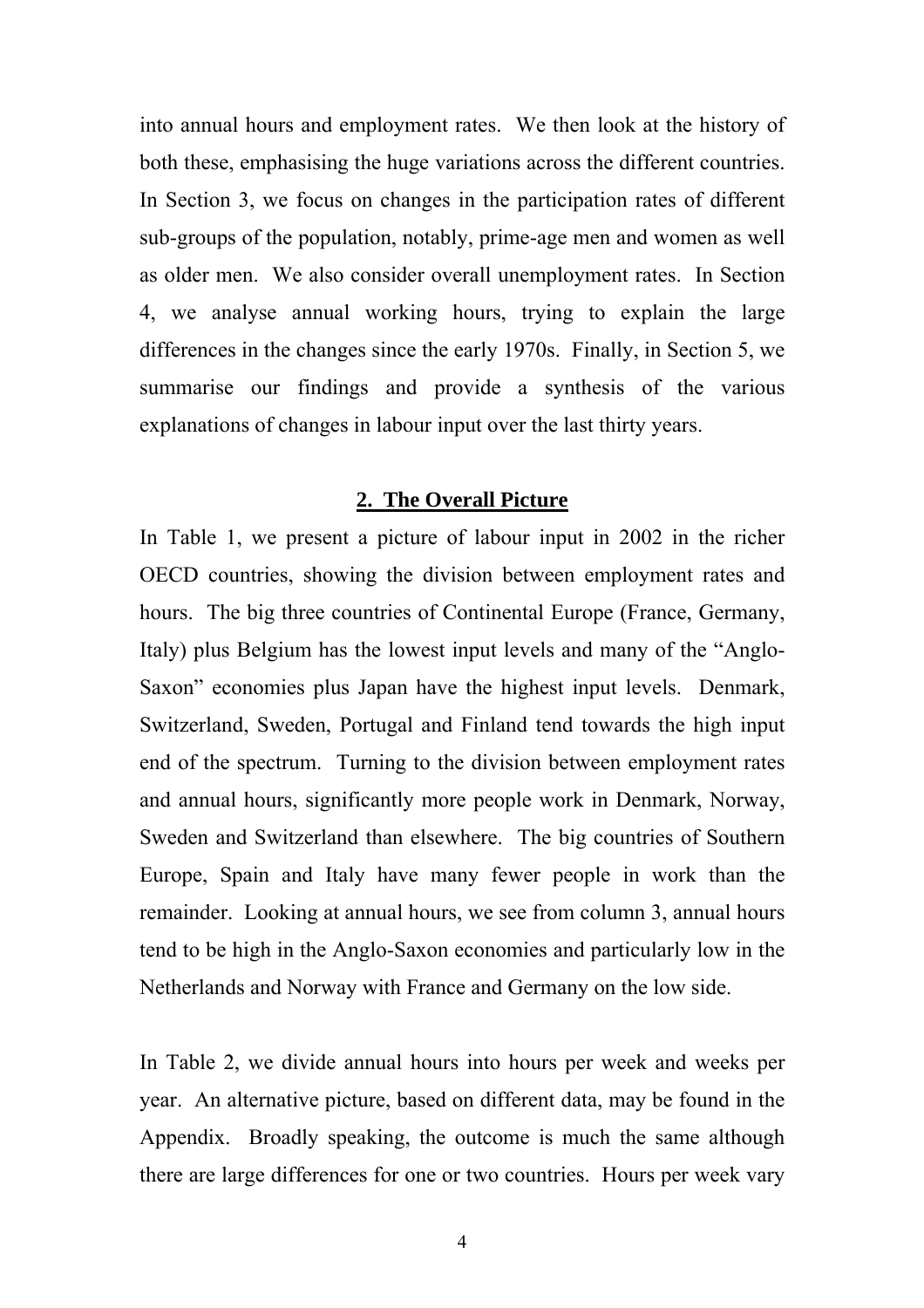into annual hours and employment rates. We then look at the history of both these, emphasising the huge variations across the different countries. In Section 3, we focus on changes in the participation rates of different sub-groups of the population, notably, prime-age men and women as well as older men. We also consider overall unemployment rates. In Section 4, we analyse annual working hours, trying to explain the large differences in the changes since the early 1970s. Finally, in Section 5, we summarise our findings and provide a synthesis of the various explanations of changes in labour input over the last thirty years.

## 2. The Overall Picture

In Table 1, we present a picture of labour input in 2002 in the richer OECD countries, showing the division between employment rates and hours. The big three countries of Continental Europe (France, Germany, Italy) plus Belgium has the lowest input levels and many of the "Anglo-Saxon" economies plus Japan have the highest input levels. Denmark, Switzerland, Sweden, Portugal and Finland tend towards the high input end of the spectrum. Turning to the division between employment rates and annual hours, significantly more people work in Denmark, Norway, Sweden and Switzerland than elsewhere. The big countries of Southern Europe, Spain and Italy have many fewer people in work than the remainder. Looking at annual hours, we see from column 3, annual hours tend to be high in the Anglo-Saxon economies and particularly low in the Netherlands and Norway with France and Germany on the low side.

In Table 2, we divide annual hours into hours per week and weeks per year. An alternative picture, based on different data, may be found in the Appendix. Broadly speaking, the outcome is much the same although there are large differences for one or two countries. Hours per week vary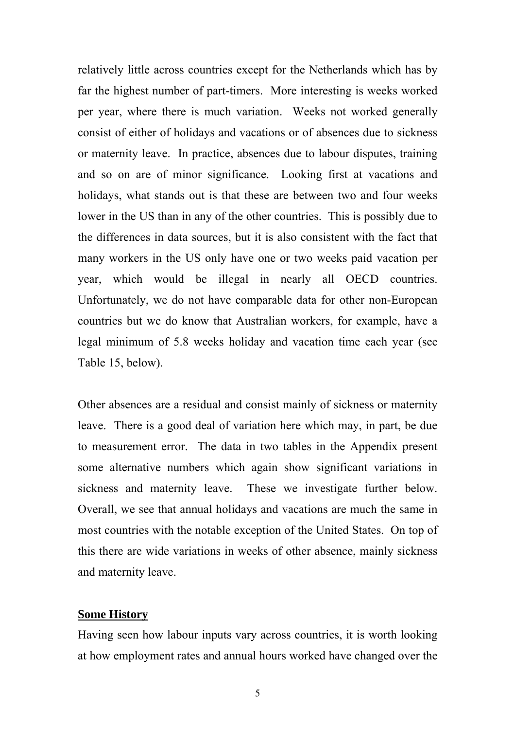relatively little across countries except for the Netherlands which has by far the highest number of part-timers. More interesting is weeks worked per year, where there is much variation. Weeks not worked generally consist of either of holidays and vacations or of absences due to sickness or maternity leave. In practice, absences due to labour disputes, training and so on are of minor significance. Looking first at vacations and holidays, what stands out is that these are between two and four weeks lower in the US than in any of the other countries. This is possibly due to the differences in data sources, but it is also consistent with the fact that many workers in the US only have one or two weeks paid vacation per year, which would be illegal in nearly all OECD countries. Unfortunately, we do not have comparable data for other non-European countries but we do know that Australian workers, for example, have a legal minimum of 5.8 weeks holiday and vacation time each year (see Table 15, below).

Other absences are a residual and consist mainly of sickness or maternity leave. There is a good deal of variation here which may, in part, be due to measurement error. The data in two tables in the Appendix present some alternative numbers which again show significant variations in sickness and maternity leave. These we investigate further below. Overall, we see that annual holidays and vacations are much the same in most countries with the notable exception of the United States. On top of this there are wide variations in weeks of other absence, mainly sickness and maternity leave.

## Some History

Having seen how labour inputs vary across countries, it is worth looking at how employment rates and annual hours worked have changed over the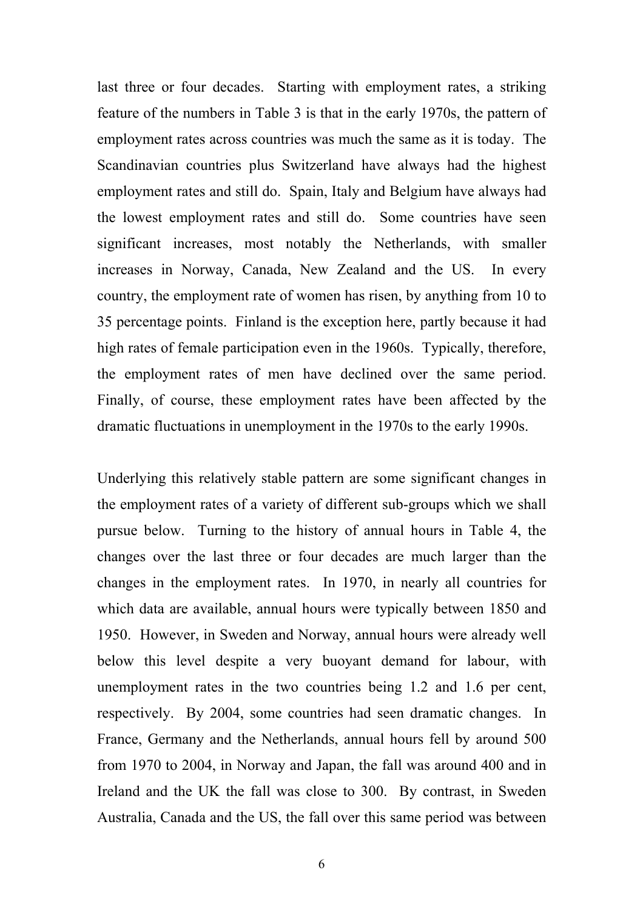last three or four decades. Starting with employment rates, a striking feature of the numbers in Table 3 is that in the early 1970s, the pattern of employment rates across countries was much the same as it is today. The Scandinavian countries plus Switzerland have always had the highest employment rates and still do. Spain, Italy and Belgium have always had the lowest employment rates and still do. Some countries have seen significant increases, most notably the Netherlands, with smaller increases in Norway, Canada, New Zealand and the US. In every country, the employment rate of women has risen, by anything from 10 to 35 percentage points. Finland is the exception here, partly because it had high rates of female participation even in the 1960s. Typically, therefore, the employment rates of men have declined over the same period. Finally, of course, these employment rates have been affected by the dramatic fluctuations in unemployment in the 1970s to the early 1990s.

Underlying this relatively stable pattern are some significant changes in the employment rates of a variety of different sub-groups which we shall pursue below. Turning to the history of annual hours in Table 4, the changes over the last three or four decades are much larger than the changes in the employment rates. In 1970, in nearly all countries for which data are available, annual hours were typically between 1850 and 1950. However, in Sweden and Norway, annual hours were already well below this level despite a very buoyant demand for labour, with unemployment rates in the two countries being 1.2 and 1.6 per cent, respectively. By 2004, some countries had seen dramatic changes. In France, Germany and the Netherlands, annual hours fell by around 500 from 1970 to 2004, in Norway and Japan, the fall was around 400 and in Ireland and the UK the fall was close to 300. By contrast, in Sweden Australia, Canada and the US, the fall over this same period was between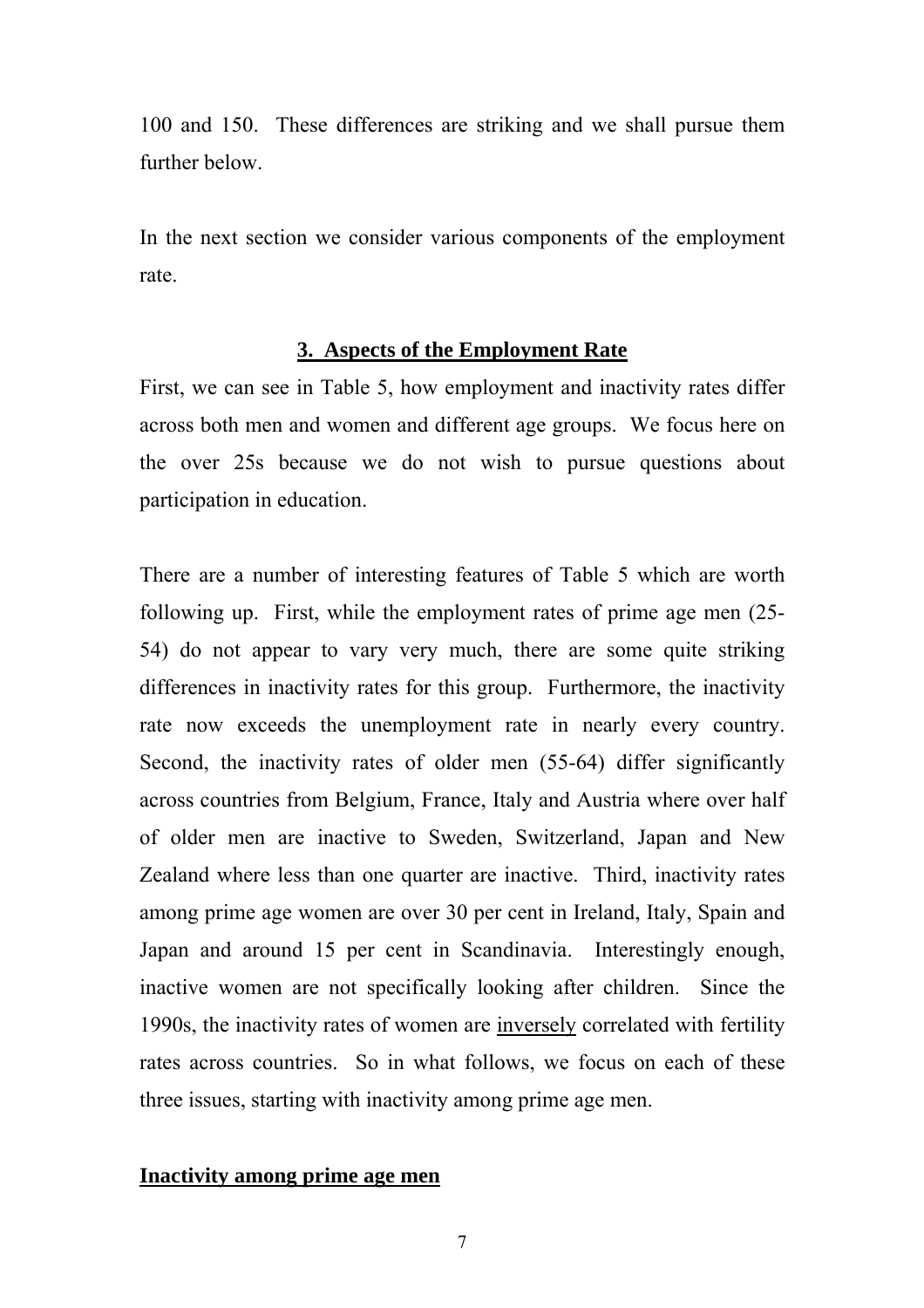100 and 150. These differences are striking and we shall pursue them further below.

In the next section we consider various components of the employment rate.

## 3. Aspects of the Employment Rate

First, we can see in Table 5, how employment and inactivity rates differ across both men and women and different age groups. We focus here on the over 25s because we do not wish to pursue questions about participation in education.

There are a number of interesting features of Table 5 which are worth following up. First, while the employment rates of prime age men (25-54) do not appear to vary very much, there are some quite striking differences in inactivity rates for this group. Furthermore, the inactivity rate now exceeds the unemployment rate in nearly every country. Second, the inactivity rates of older men (55-64) differ significantly across countries from Belgium, France, Italy and Austria where over half of older men are inactive to Sweden, Switzerland, Japan and New Zealand where less than one quarter are inactive. Third, inactivity rates among prime age women are over 30 per cent in Ireland, Italy, Spain and Japan and around 15 per cent in Scandinavia. Interestingly enough, inactive women are not specifically looking after children. Since the 1990s, the inactivity rates of women are inversely correlated with fertility rates across countries. So in what follows, we focus on each of these three issues, starting with inactivity among prime age men.

### Inactivity among prime age men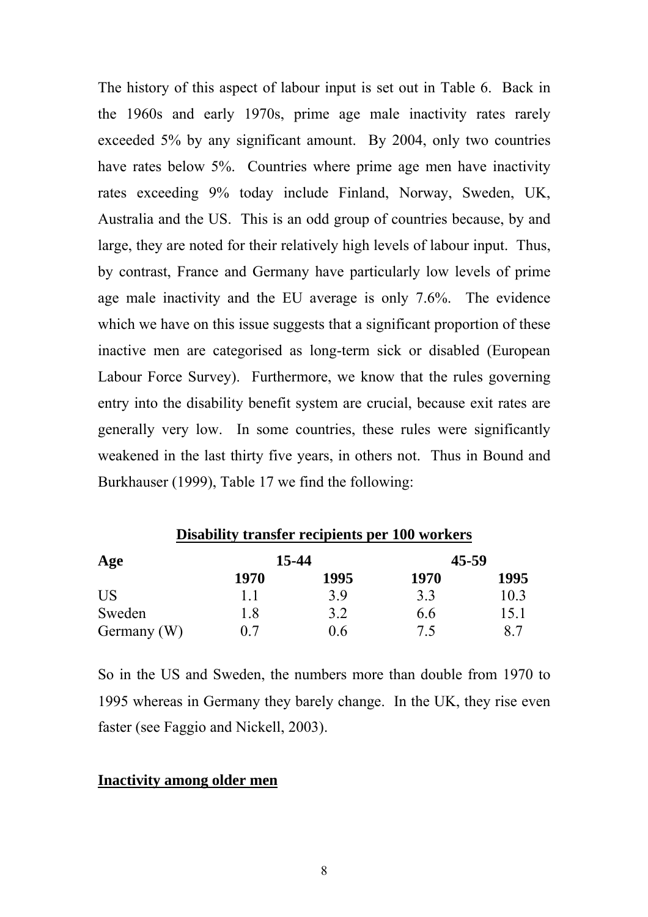The history of this aspect of labour input is set out in Table 6. Back in the 1960s and early 1970s, prime age male inactivity rates rarely exceeded 5% by any significant amount. By 2004, only two countries have rates below 5%. Countries where prime age men have inactivity rates exceeding 9% today include Finland, Norway, Sweden, UK, Australia and the US. This is an odd group of countries because, by and large, they are noted for their relatively high levels of labour input. Thus, by contrast, France and Germany have particularly low levels of prime age male inactivity and the EU average is only 7.6%. The evidence which we have on this issue suggests that a significant proportion of these inactive men are categorised as long-term sick or disabled (European Labour Force Survey). Furthermore, we know that the rules governing entry into the disability benefit system are crucial, because exit rates are generally very low. In some countries, these rules were significantly weakened in the last thirty five years, in others not. Thus in Bound and Burkhauser (1999), Table 17 we find the following:

**Disability transfer recipients per 100 workers**

| **Age** | **15-44** | | **45-59** | |
|---|---|---|---|---|
| | **1970** | **1995** | **1970** | **1995** |
| US | 1.1 | 3.9 | 3.3 | 10.3 |
| Sweden | 1.8 | 3.2 | 6.6 | 15.1 |
| Germany (W) | 0.7 | 0.6 | 7.5 | 8.7 |

So in the US and Sweden, the numbers more than double from 1970 to 1995 whereas in Germany they barely change. In the UK, they rise even faster (see Faggio and Nickell, 2003).

## Inactivity among older men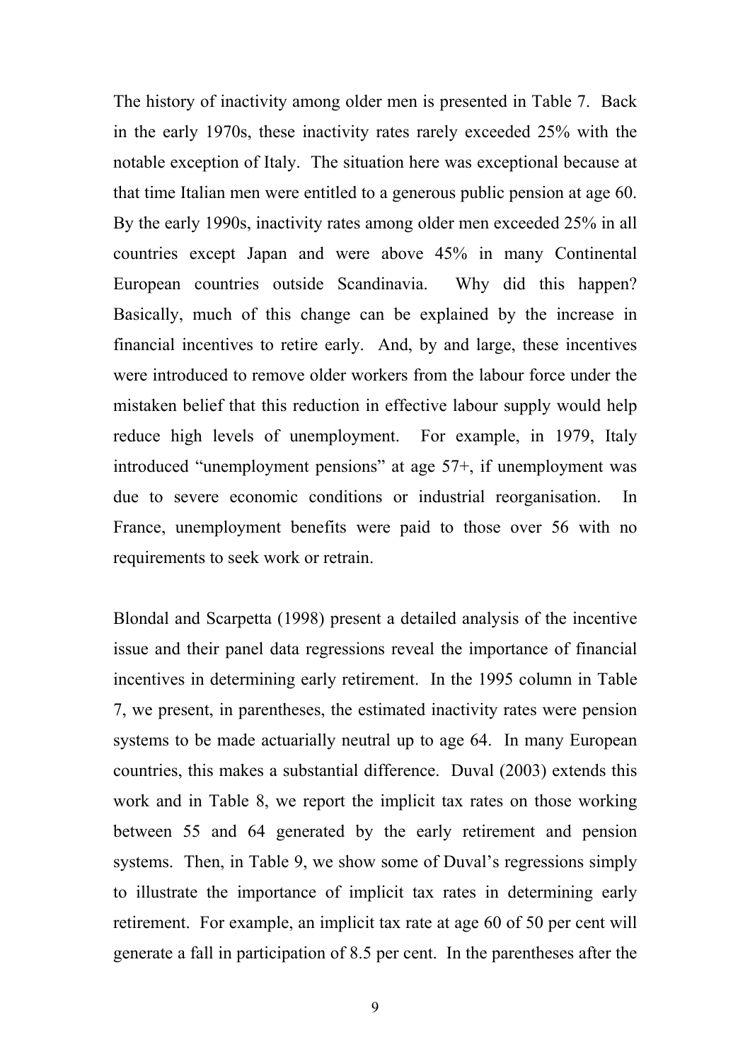The history of inactivity among older men is presented in Table 7. Back in the early 1970s, these inactivity rates rarely exceeded 25% with the notable exception of Italy. The situation here was exceptional because at that time Italian men were entitled to a generous public pension at age 60. By the early 1990s, inactivity rates among older men exceeded 25% in all countries except Japan and were above 45% in many Continental European countries outside Scandinavia. Why did this happen? Basically, much of this change can be explained by the increase in financial incentives to retire early. And, by and large, these incentives were introduced to remove older workers from the labour force under the mistaken belief that this reduction in effective labour supply would help reduce high levels of unemployment. For example, in 1979, Italy introduced "unemployment pensions" at age 57+, if unemployment was due to severe economic conditions or industrial reorganisation. In France, unemployment benefits were paid to those over 56 with no requirements to seek work or retrain.

Blondal and Scarpetta (1998) present a detailed analysis of the incentive issue and their panel data regressions reveal the importance of financial incentives in determining early retirement. In the 1995 column in Table 7, we present, in parentheses, the estimated inactivity rates were pension systems to be made actuarially neutral up to age 64. In many European countries, this makes a substantial difference. Duval (2003) extends this work and in Table 8, we report the implicit tax rates on those working between 55 and 64 generated by the early retirement and pension systems. Then, in Table 9, we show some of Duval's regressions simply to illustrate the importance of implicit tax rates in determining early retirement. For example, an implicit tax rate at age 60 of 50 per cent will generate a fall in participation of 8.5 per cent. In the parentheses after the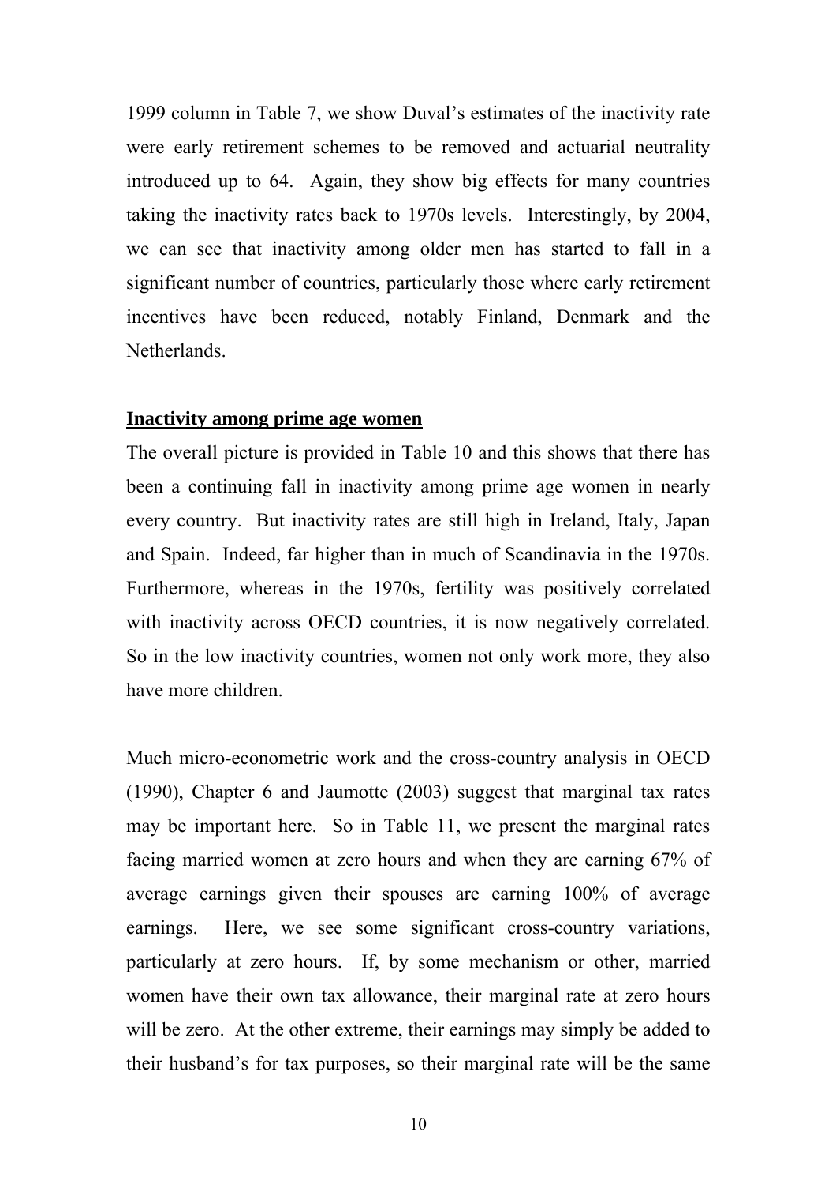1999 column in Table 7, we show Duval's estimates of the inactivity rate were early retirement schemes to be removed and actuarial neutrality introduced up to 64. Again, they show big effects for many countries taking the inactivity rates back to 1970s levels. Interestingly, by 2004, we can see that inactivity among older men has started to fall in a significant number of countries, particularly those where early retirement incentives have been reduced, notably Finland, Denmark and the Netherlands.

**Inactivity among prime age women**

The overall picture is provided in Table 10 and this shows that there has been a continuing fall in inactivity among prime age women in nearly every country. But inactivity rates are still high in Ireland, Italy, Japan and Spain. Indeed, far higher than in much of Scandinavia in the 1970s. Furthermore, whereas in the 1970s, fertility was positively correlated with inactivity across OECD countries, it is now negatively correlated. So in the low inactivity countries, women not only work more, they also have more children.

Much micro-econometric work and the cross-country analysis in OECD (1990), Chapter 6 and Jaumotte (2003) suggest that marginal tax rates may be important here. So in Table 11, we present the marginal rates facing married women at zero hours and when they are earning 67% of average earnings given their spouses are earning 100% of average earnings. Here, we see some significant cross-country variations, particularly at zero hours. If, by some mechanism or other, married women have their own tax allowance, their marginal rate at zero hours will be zero. At the other extreme, their earnings may simply be added to their husband's for tax purposes, so their marginal rate will be the same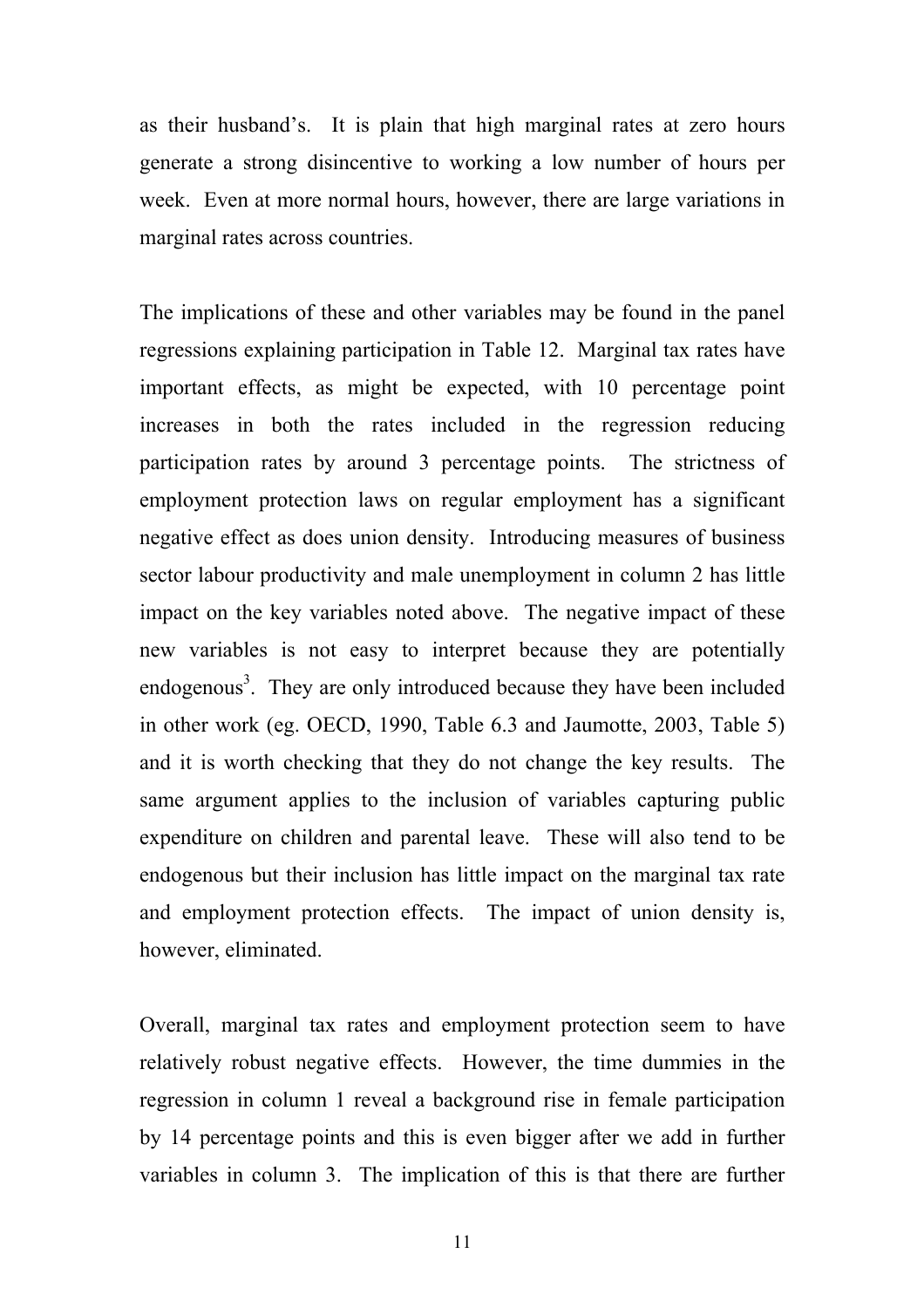as their husband's. It is plain that high marginal rates at zero hours generate a strong disincentive to working a low number of hours per week. Even at more normal hours, however, there are large variations in marginal rates across countries.

The implications of these and other variables may be found in the panel regressions explaining participation in Table 12. Marginal tax rates have important effects, as might be expected, with 10 percentage point increases in both the rates included in the regression reducing participation rates by around 3 percentage points. The strictness of employment protection laws on regular employment has a significant negative effect as does union density. Introducing measures of business sector labour productivity and male unemployment in column 2 has little impact on the key variables noted above. The negative impact of these new variables is not easy to interpret because they are potentially endogenous[3]. They are only introduced because they have been included in other work (eg. OECD, 1990, Table 6.3 and Jaumotte, 2003, Table 5) and it is worth checking that they do not change the key results. The same argument applies to the inclusion of variables capturing public expenditure on children and parental leave. These will also tend to be endogenous but their inclusion has little impact on the marginal tax rate and employment protection effects. The impact of union density is, however, eliminated.

Overall, marginal tax rates and employment protection seem to have relatively robust negative effects. However, the time dummies in the regression in column 1 reveal a background rise in female participation by 14 percentage points and this is even bigger after we add in further variables in column 3. The implication of this is that there are further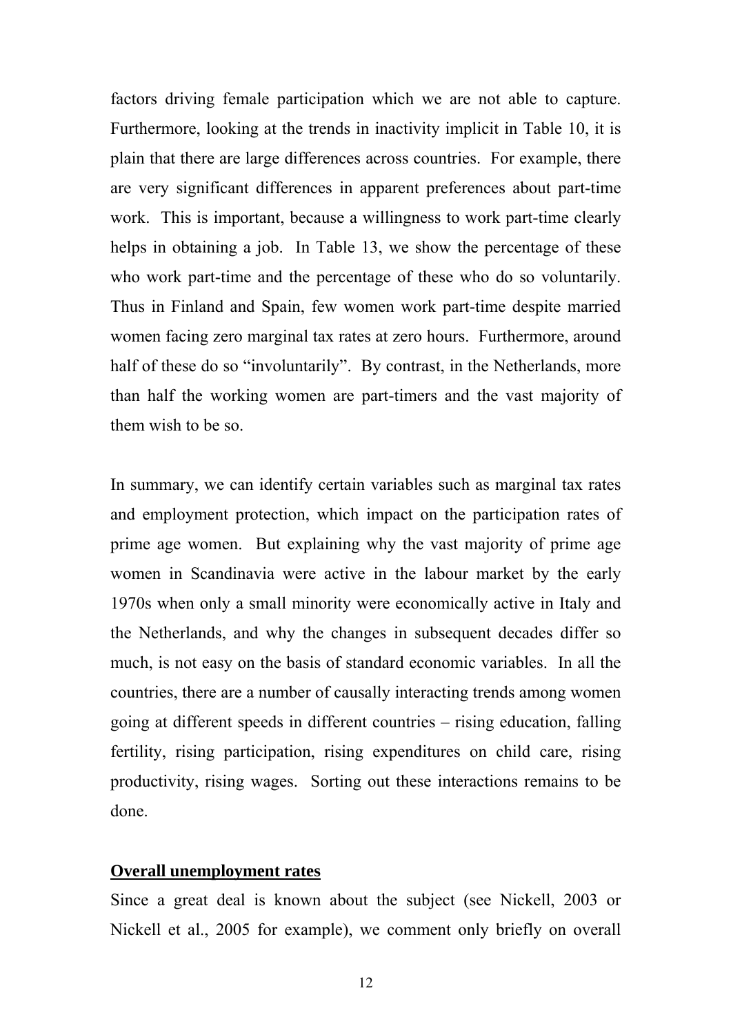factors driving female participation which we are not able to capture. Furthermore, looking at the trends in inactivity implicit in Table 10, it is plain that there are large differences across countries. For example, there are very significant differences in apparent preferences about part-time work. This is important, because a willingness to work part-time clearly helps in obtaining a job. In Table 13, we show the percentage of these who work part-time and the percentage of these who do so voluntarily. Thus in Finland and Spain, few women work part-time despite married women facing zero marginal tax rates at zero hours. Furthermore, around half of these do so "involuntarily". By contrast, in the Netherlands, more than half the working women are part-timers and the vast majority of them wish to be so.

In summary, we can identify certain variables such as marginal tax rates and employment protection, which impact on the participation rates of prime age women. But explaining why the vast majority of prime age women in Scandinavia were active in the labour market by the early 1970s when only a small minority were economically active in Italy and the Netherlands, and why the changes in subsequent decades differ so much, is not easy on the basis of standard economic variables. In all the countries, there are a number of causally interacting trends among women going at different speeds in different countries – rising education, falling fertility, rising participation, rising expenditures on child care, rising productivity, rising wages. Sorting out these interactions remains to be done.

## Overall unemployment rates

Since a great deal is known about the subject (see Nickell, 2003 or Nickell et al., 2005 for example), we comment only briefly on overall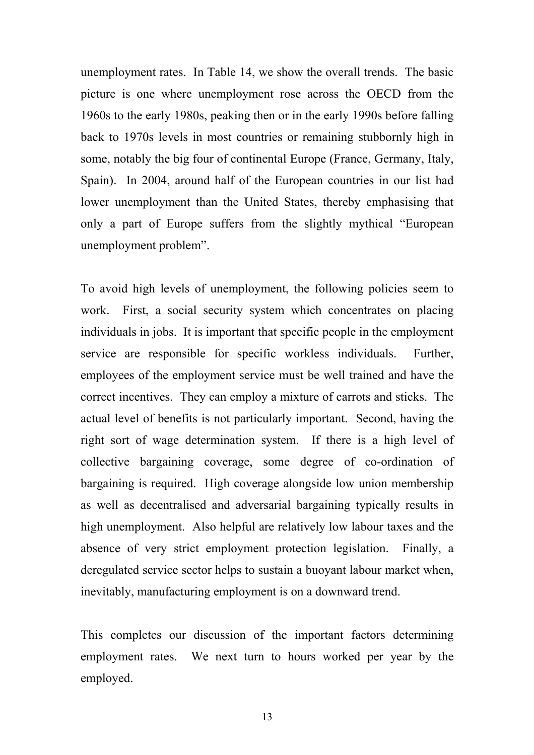unemployment rates. In Table 14, we show the overall trends. The basic picture is one where unemployment rose across the OECD from the 1960s to the early 1980s, peaking then or in the early 1990s before falling back to 1970s levels in most countries or remaining stubbornly high in some, notably the big four of continental Europe (France, Germany, Italy, Spain). In 2004, around half of the European countries in our list had lower unemployment than the United States, thereby emphasising that only a part of Europe suffers from the slightly mythical "European unemployment problem".

To avoid high levels of unemployment, the following policies seem to work. First, a social security system which concentrates on placing individuals in jobs. It is important that specific people in the employment service are responsible for specific workless individuals. Further, employees of the employment service must be well trained and have the correct incentives. They can employ a mixture of carrots and sticks. The actual level of benefits is not particularly important. Second, having the right sort of wage determination system. If there is a high level of collective bargaining coverage, some degree of co-ordination of bargaining is required. High coverage alongside low union membership as well as decentralised and adversarial bargaining typically results in high unemployment. Also helpful are relatively low labour taxes and the absence of very strict employment protection legislation. Finally, a deregulated service sector helps to sustain a buoyant labour market when, inevitably, manufacturing employment is on a downward trend.

This completes our discussion of the important factors determining employment rates. We next turn to hours worked per year by the employed.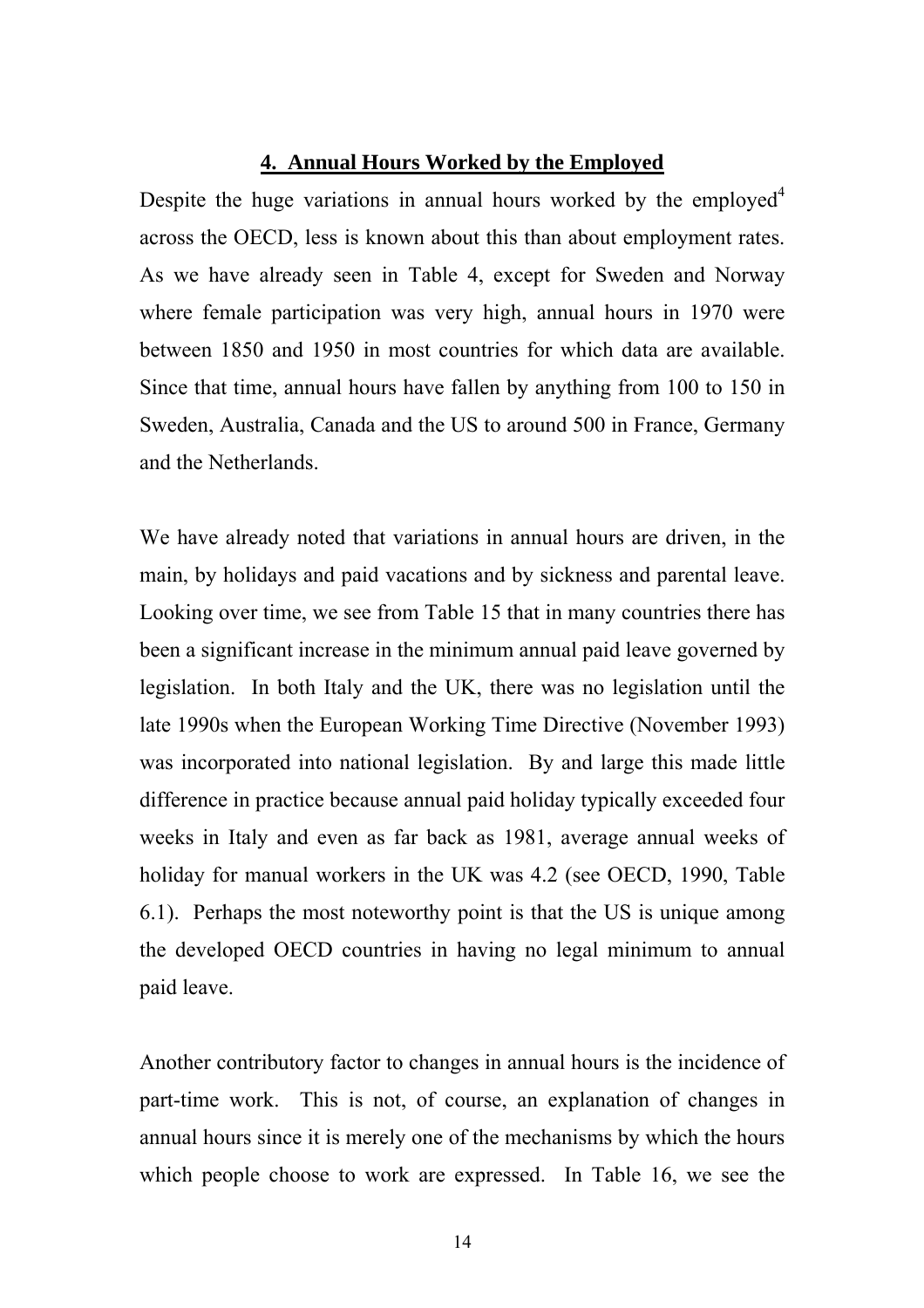## 4. Annual Hours Worked by the Employed

Despite the huge variations in annual hours worked by the employed[4] across the OECD, less is known about this than about employment rates. As we have already seen in Table 4, except for Sweden and Norway where female participation was very high, annual hours in 1970 were between 1850 and 1950 in most countries for which data are available. Since that time, annual hours have fallen by anything from 100 to 150 in Sweden, Australia, Canada and the US to around 500 in France, Germany and the Netherlands.

We have already noted that variations in annual hours are driven, in the main, by holidays and paid vacations and by sickness and parental leave. Looking over time, we see from Table 15 that in many countries there has been a significant increase in the minimum annual paid leave governed by legislation. In both Italy and the UK, there was no legislation until the late 1990s when the European Working Time Directive (November 1993) was incorporated into national legislation. By and large this made little difference in practice because annual paid holiday typically exceeded four weeks in Italy and even as far back as 1981, average annual weeks of holiday for manual workers in the UK was 4.2 (see OECD, 1990, Table 6.1). Perhaps the most noteworthy point is that the US is unique among the developed OECD countries in having no legal minimum to annual paid leave.

Another contributory factor to changes in annual hours is the incidence of part-time work. This is not, of course, an explanation of changes in annual hours since it is merely one of the mechanisms by which the hours which people choose to work are expressed. In Table 16, we see the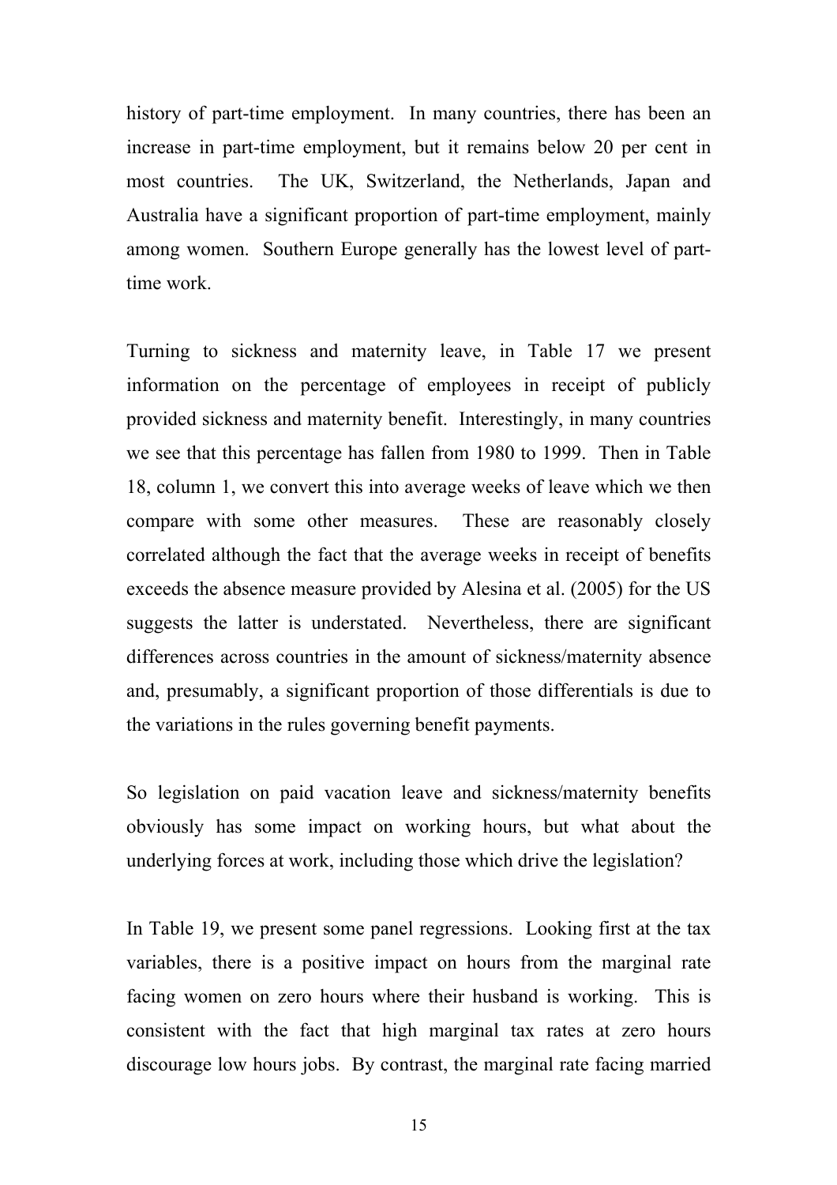history of part-time employment. In many countries, there has been an increase in part-time employment, but it remains below 20 per cent in most countries. The UK, Switzerland, the Netherlands, Japan and Australia have a significant proportion of part-time employment, mainly among women. Southern Europe generally has the lowest level of part-time work.

Turning to sickness and maternity leave, in Table 17 we present information on the percentage of employees in receipt of publicly provided sickness and maternity benefit. Interestingly, in many countries we see that this percentage has fallen from 1980 to 1999. Then in Table 18, column 1, we convert this into average weeks of leave which we then compare with some other measures. These are reasonably closely correlated although the fact that the average weeks in receipt of benefits exceeds the absence measure provided by Alesina et al. (2005) for the US suggests the latter is understated. Nevertheless, there are significant differences across countries in the amount of sickness/maternity absence and, presumably, a significant proportion of those differentials is due to the variations in the rules governing benefit payments.

So legislation on paid vacation leave and sickness/maternity benefits obviously has some impact on working hours, but what about the underlying forces at work, including those which drive the legislation?

In Table 19, we present some panel regressions. Looking first at the tax variables, there is a positive impact on hours from the marginal rate facing women on zero hours where their husband is working. This is consistent with the fact that high marginal tax rates at zero hours discourage low hours jobs. By contrast, the marginal rate facing married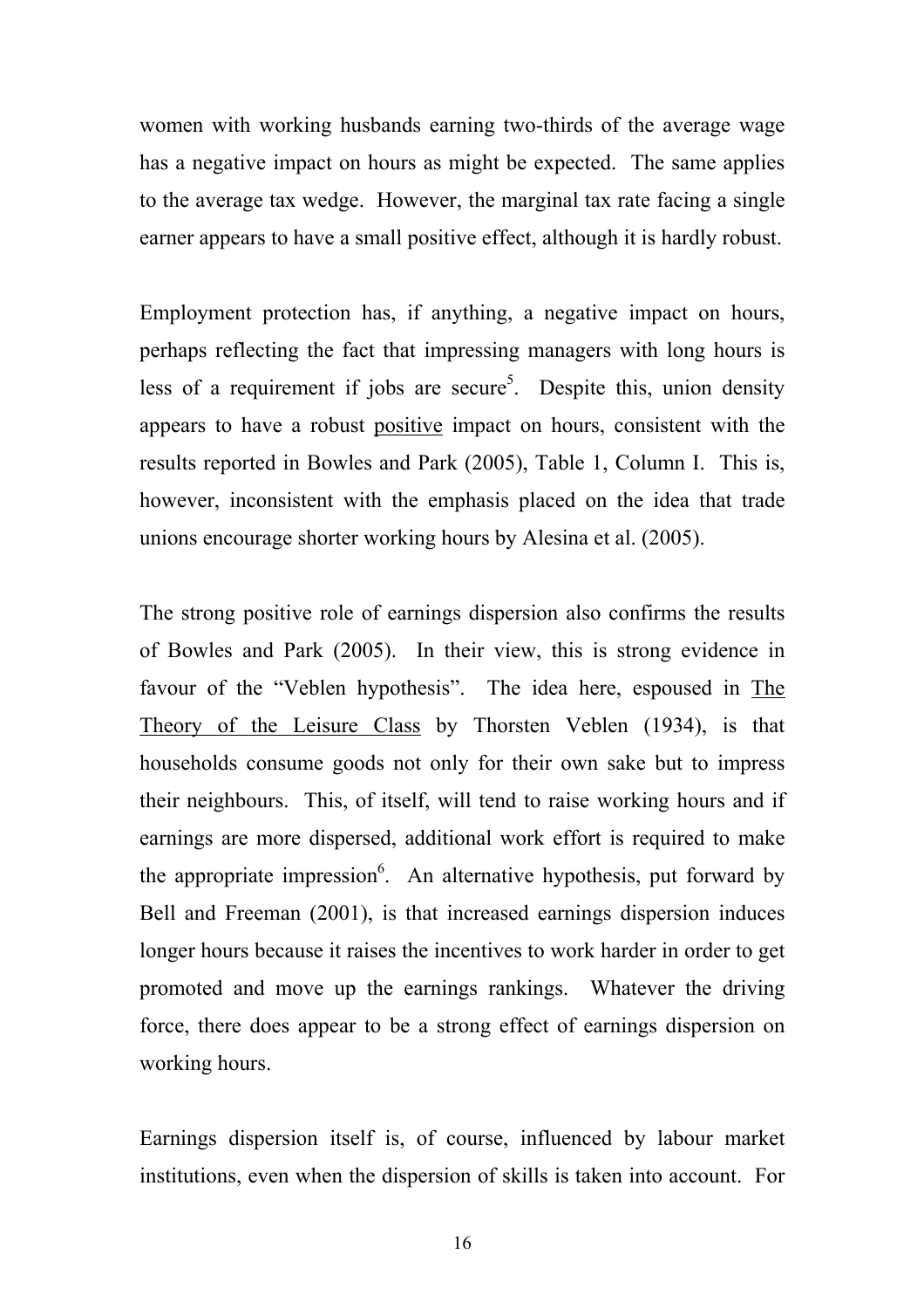women with working husbands earning two-thirds of the average wage has a negative impact on hours as might be expected. The same applies to the average tax wedge. However, the marginal tax rate facing a single earner appears to have a small positive effect, although it is hardly robust.

Employment protection has, if anything, a negative impact on hours, perhaps reflecting the fact that impressing managers with long hours is less of a requirement if jobs are secure[5]. Despite this, union density appears to have a robust positive impact on hours, consistent with the results reported in Bowles and Park (2005), Table 1, Column I. This is, however, inconsistent with the emphasis placed on the idea that trade unions encourage shorter working hours by Alesina et al. (2005).

The strong positive role of earnings dispersion also confirms the results of Bowles and Park (2005). In their view, this is strong evidence in favour of the "Veblen hypothesis". The idea here, espoused in The Theory of the Leisure Class by Thorsten Veblen (1934), is that households consume goods not only for their own sake but to impress their neighbours. This, of itself, will tend to raise working hours and if earnings are more dispersed, additional work effort is required to make the appropriate impression[6]. An alternative hypothesis, put forward by Bell and Freeman (2001), is that increased earnings dispersion induces longer hours because it raises the incentives to work harder in order to get promoted and move up the earnings rankings. Whatever the driving force, there does appear to be a strong effect of earnings dispersion on working hours.

Earnings dispersion itself is, of course, influenced by labour market institutions, even when the dispersion of skills is taken into account. For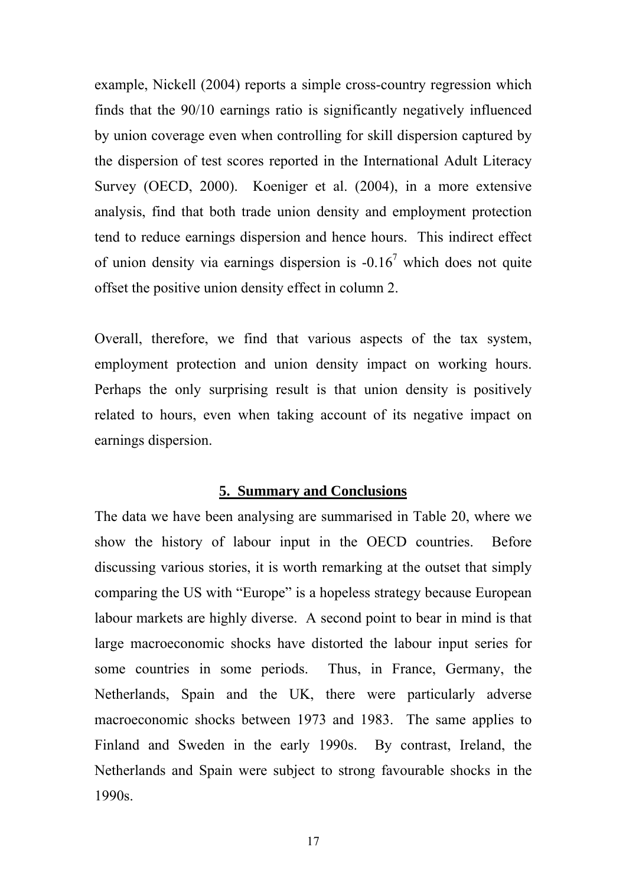example, Nickell (2004) reports a simple cross-country regression which finds that the 90/10 earnings ratio is significantly negatively influenced by union coverage even when controlling for skill dispersion captured by the dispersion of test scores reported in the International Adult Literacy Survey (OECD, 2000). Koeniger et al. (2004), in a more extensive analysis, find that both trade union density and employment protection tend to reduce earnings dispersion and hence hours. This indirect effect of union density via earnings dispersion is -0.16[7] which does not quite offset the positive union density effect in column 2.

Overall, therefore, we find that various aspects of the tax system, employment protection and union density impact on working hours. Perhaps the only surprising result is that union density is positively related to hours, even when taking account of its negative impact on earnings dispersion.

## 5. Summary and Conclusions

The data we have been analysing are summarised in Table 20, where we show the history of labour input in the OECD countries. Before discussing various stories, it is worth remarking at the outset that simply comparing the US with "Europe" is a hopeless strategy because European labour markets are highly diverse. A second point to bear in mind is that large macroeconomic shocks have distorted the labour input series for some countries in some periods. Thus, in France, Germany, the Netherlands, Spain and the UK, there were particularly adverse macroeconomic shocks between 1973 and 1983. The same applies to Finland and Sweden in the early 1990s. By contrast, Ireland, the Netherlands and Spain were subject to strong favourable shocks in the 1990s.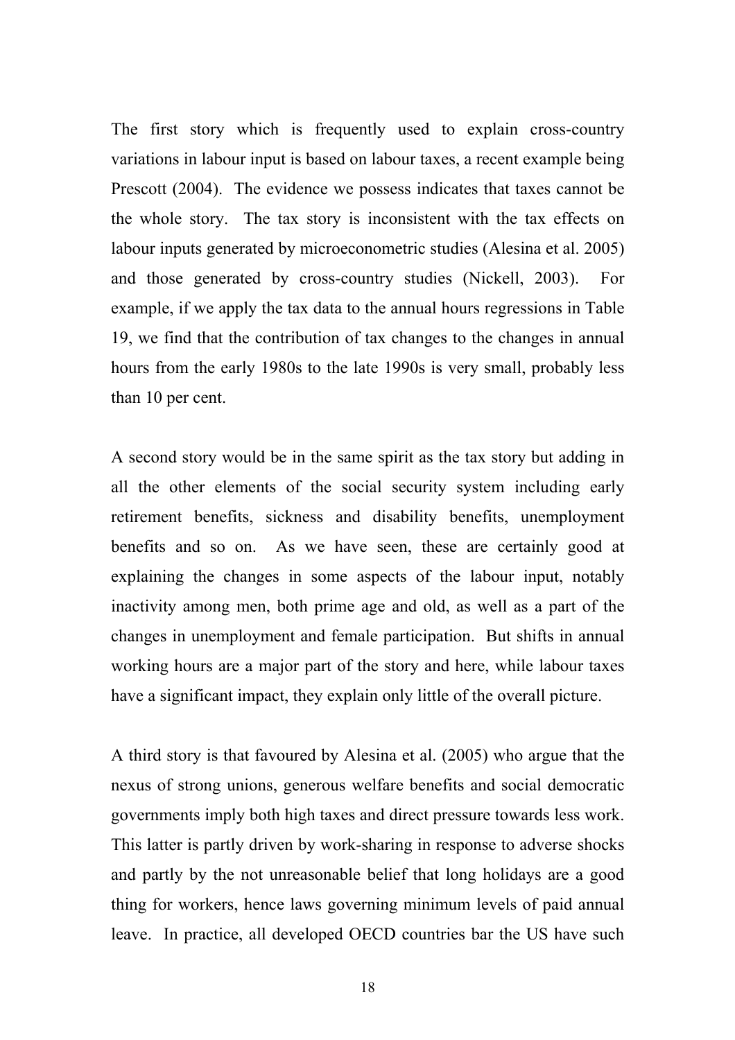The first story which is frequently used to explain cross-country variations in labour input is based on labour taxes, a recent example being Prescott (2004). The evidence we possess indicates that taxes cannot be the whole story. The tax story is inconsistent with the tax effects on labour inputs generated by microeconometric studies (Alesina et al. 2005) and those generated by cross-country studies (Nickell, 2003). For example, if we apply the tax data to the annual hours regressions in Table 19, we find that the contribution of tax changes to the changes in annual hours from the early 1980s to the late 1990s is very small, probably less than 10 per cent.

A second story would be in the same spirit as the tax story but adding in all the other elements of the social security system including early retirement benefits, sickness and disability benefits, unemployment benefits and so on. As we have seen, these are certainly good at explaining the changes in some aspects of the labour input, notably inactivity among men, both prime age and old, as well as a part of the changes in unemployment and female participation. But shifts in annual working hours are a major part of the story and here, while labour taxes have a significant impact, they explain only little of the overall picture.

A third story is that favoured by Alesina et al. (2005) who argue that the nexus of strong unions, generous welfare benefits and social democratic governments imply both high taxes and direct pressure towards less work. This latter is partly driven by work-sharing in response to adverse shocks and partly by the not unreasonable belief that long holidays are a good thing for workers, hence laws governing minimum levels of paid annual leave. In practice, all developed OECD countries bar the US have such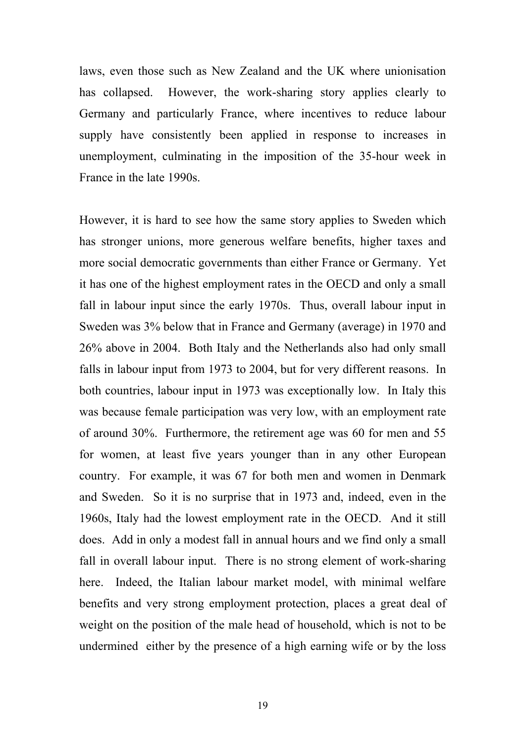laws, even those such as New Zealand and the UK where unionisation has collapsed. However, the work-sharing story applies clearly to Germany and particularly France, where incentives to reduce labour supply have consistently been applied in response to increases in unemployment, culminating in the imposition of the 35-hour week in France in the late 1990s.

However, it is hard to see how the same story applies to Sweden which has stronger unions, more generous welfare benefits, higher taxes and more social democratic governments than either France or Germany. Yet it has one of the highest employment rates in the OECD and only a small fall in labour input since the early 1970s. Thus, overall labour input in Sweden was 3% below that in France and Germany (average) in 1970 and 26% above in 2004. Both Italy and the Netherlands also had only small falls in labour input from 1973 to 2004, but for very different reasons. In both countries, labour input in 1973 was exceptionally low. In Italy this was because female participation was very low, with an employment rate of around 30%. Furthermore, the retirement age was 60 for men and 55 for women, at least five years younger than in any other European country. For example, it was 67 for both men and women in Denmark and Sweden. So it is no surprise that in 1973 and, indeed, even in the 1960s, Italy had the lowest employment rate in the OECD. And it still does. Add in only a modest fall in annual hours and we find only a small fall in overall labour input. There is no strong element of work-sharing here. Indeed, the Italian labour market model, with minimal welfare benefits and very strong employment protection, places a great deal of weight on the position of the male head of household, which is not to be undermined either by the presence of a high earning wife or by the loss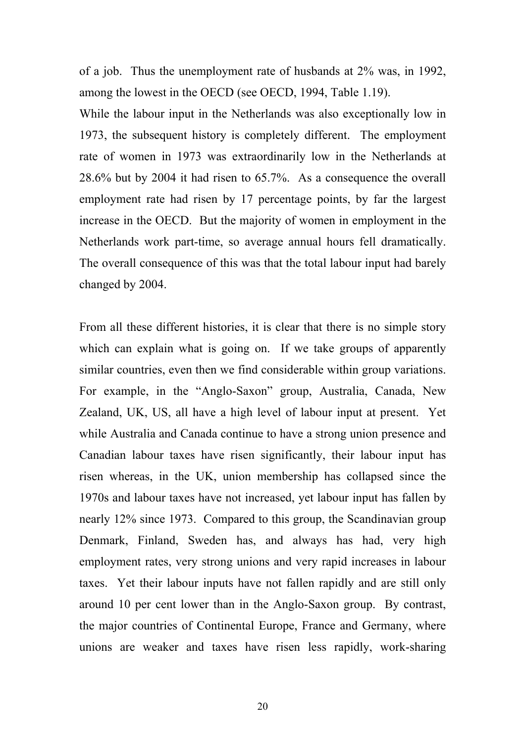of a job. Thus the unemployment rate of husbands at 2% was, in 1992, among the lowest in the OECD (see OECD, 1994, Table 1.19).

While the labour input in the Netherlands was also exceptionally low in 1973, the subsequent history is completely different. The employment rate of women in 1973 was extraordinarily low in the Netherlands at 28.6% but by 2004 it had risen to 65.7%. As a consequence the overall employment rate had risen by 17 percentage points, by far the largest increase in the OECD. But the majority of women in employment in the Netherlands work part-time, so average annual hours fell dramatically. The overall consequence of this was that the total labour input had barely changed by 2004.

From all these different histories, it is clear that there is no simple story which can explain what is going on. If we take groups of apparently similar countries, even then we find considerable within group variations. For example, in the "Anglo-Saxon" group, Australia, Canada, New Zealand, UK, US, all have a high level of labour input at present. Yet while Australia and Canada continue to have a strong union presence and Canadian labour taxes have risen significantly, their labour input has risen whereas, in the UK, union membership has collapsed since the 1970s and labour taxes have not increased, yet labour input has fallen by nearly 12% since 1973. Compared to this group, the Scandinavian group Denmark, Finland, Sweden has, and always has had, very high employment rates, very strong unions and very rapid increases in labour taxes. Yet their labour inputs have not fallen rapidly and are still only around 10 per cent lower than in the Anglo-Saxon group. By contrast, the major countries of Continental Europe, France and Germany, where unions are weaker and taxes have risen less rapidly, work-sharing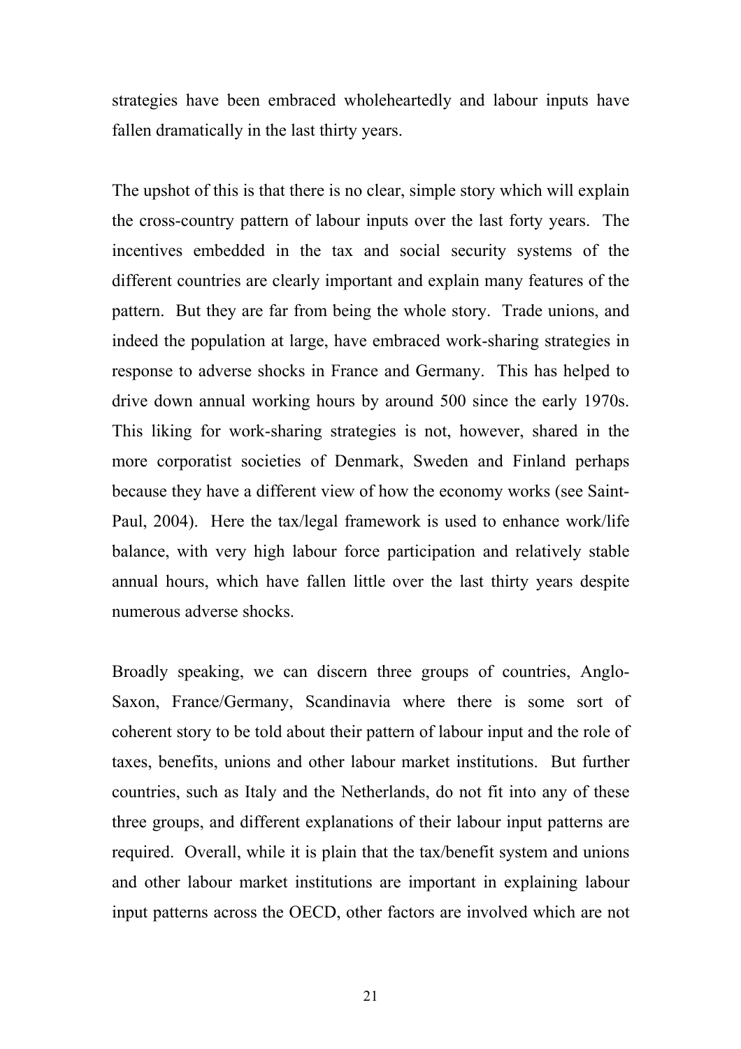strategies have been embraced wholeheartedly and labour inputs have fallen dramatically in the last thirty years.

The upshot of this is that there is no clear, simple story which will explain the cross-country pattern of labour inputs over the last forty years. The incentives embedded in the tax and social security systems of the different countries are clearly important and explain many features of the pattern. But they are far from being the whole story. Trade unions, and indeed the population at large, have embraced work-sharing strategies in response to adverse shocks in France and Germany. This has helped to drive down annual working hours by around 500 since the early 1970s. This liking for work-sharing strategies is not, however, shared in the more corporatist societies of Denmark, Sweden and Finland perhaps because they have a different view of how the economy works (see Saint-Paul, 2004). Here the tax/legal framework is used to enhance work/life balance, with very high labour force participation and relatively stable annual hours, which have fallen little over the last thirty years despite numerous adverse shocks.

Broadly speaking, we can discern three groups of countries, Anglo-Saxon, France/Germany, Scandinavia where there is some sort of coherent story to be told about their pattern of labour input and the role of taxes, benefits, unions and other labour market institutions. But further countries, such as Italy and the Netherlands, do not fit into any of these three groups, and different explanations of their labour input patterns are required. Overall, while it is plain that the tax/benefit system and unions and other labour market institutions are important in explaining labour input patterns across the OECD, other factors are involved which are not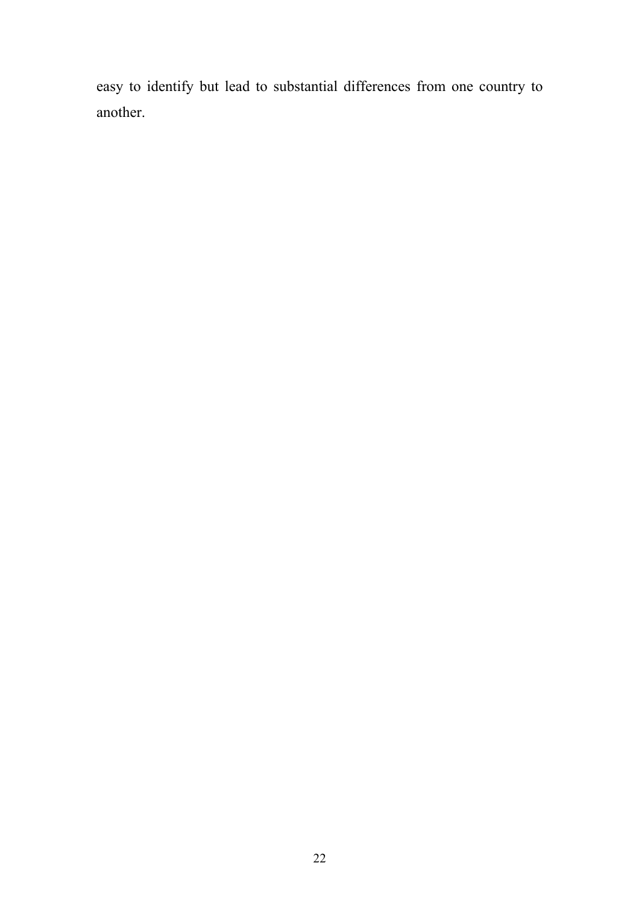easy to identify but lead to substantial differences from one country to another.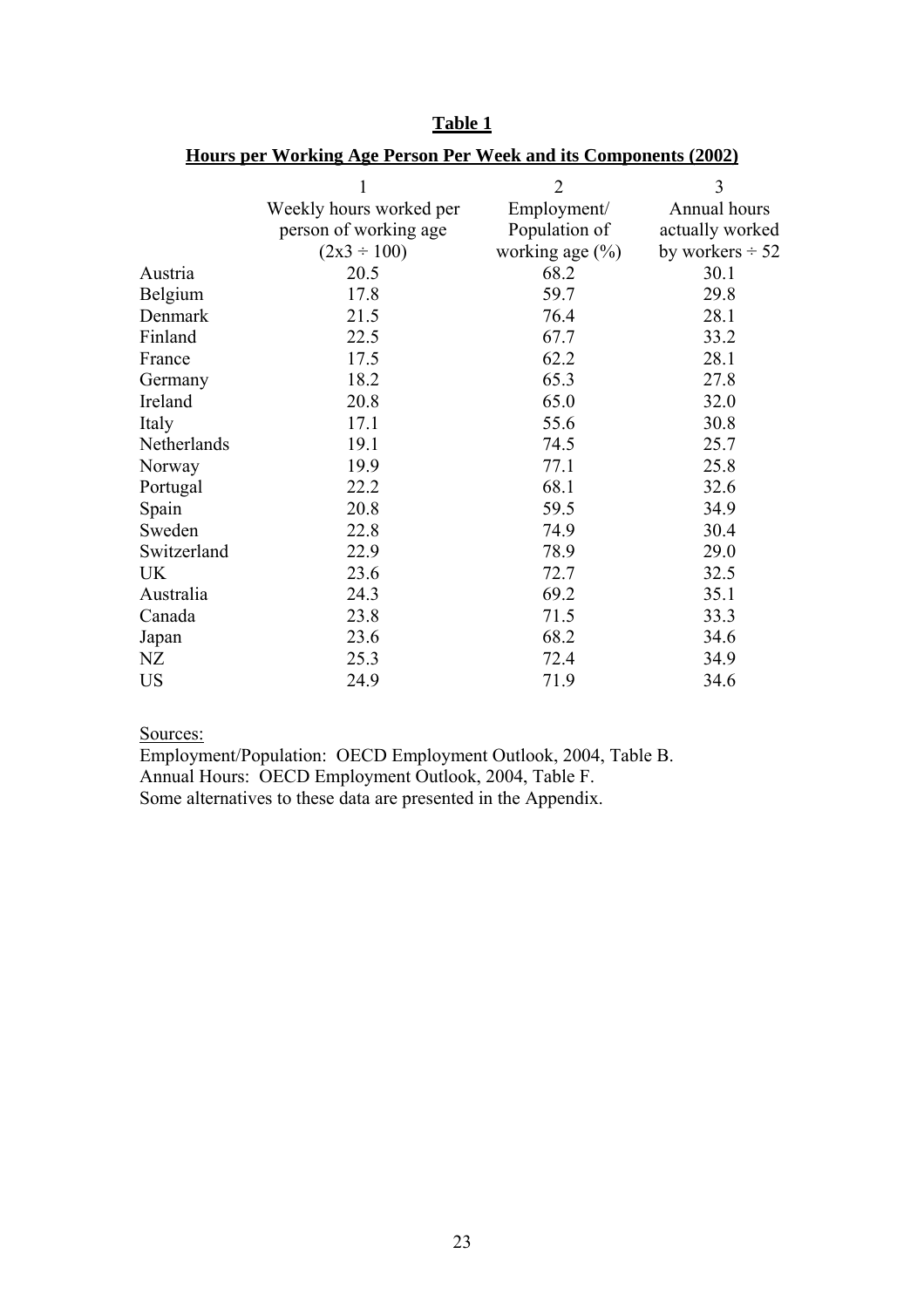**Table 1**

**Hours per Working Age Person Per Week and its Components (2002)**

| | 1 | 2 | 3 |
|---|---|---|---|
| | Weekly hours worked per person of working age (2x3 ÷ 100) | Employment/ Population of working age (%) | Annual hours actually worked by workers ÷ 52 |
| Austria | 20.5 | 68.2 | 30.1 |
| Belgium | 17.8 | 59.7 | 29.8 |
| Denmark | 21.5 | 76.4 | 28.1 |
| Finland | 22.5 | 67.7 | 33.2 |
| France | 17.5 | 62.2 | 28.1 |
| Germany | 18.2 | 65.3 | 27.8 |
| Ireland | 20.8 | 65.0 | 32.0 |
| Italy | 17.1 | 55.6 | 30.8 |
| Netherlands | 19.1 | 74.5 | 25.7 |
| Norway | 19.9 | 77.1 | 25.8 |
| Portugal | 22.2 | 68.1 | 32.6 |
| Spain | 20.8 | 59.5 | 34.9 |
| Sweden | 22.8 | 74.9 | 30.4 |
| Switzerland | 22.9 | 78.9 | 29.0 |
| UK | 23.6 | 72.7 | 32.5 |
| Australia | 24.3 | 69.2 | 35.1 |
| Canada | 23.8 | 71.5 | 33.3 |
| Japan | 23.6 | 68.2 | 34.6 |
| NZ | 25.3 | 72.4 | 34.9 |
| US | 24.9 | 71.9 | 34.6 |

Sources:
Employment/Population: OECD Employment Outlook, 2004, Table B.
Annual Hours: OECD Employment Outlook, 2004, Table F.
Some alternatives to these data are presented in the Appendix.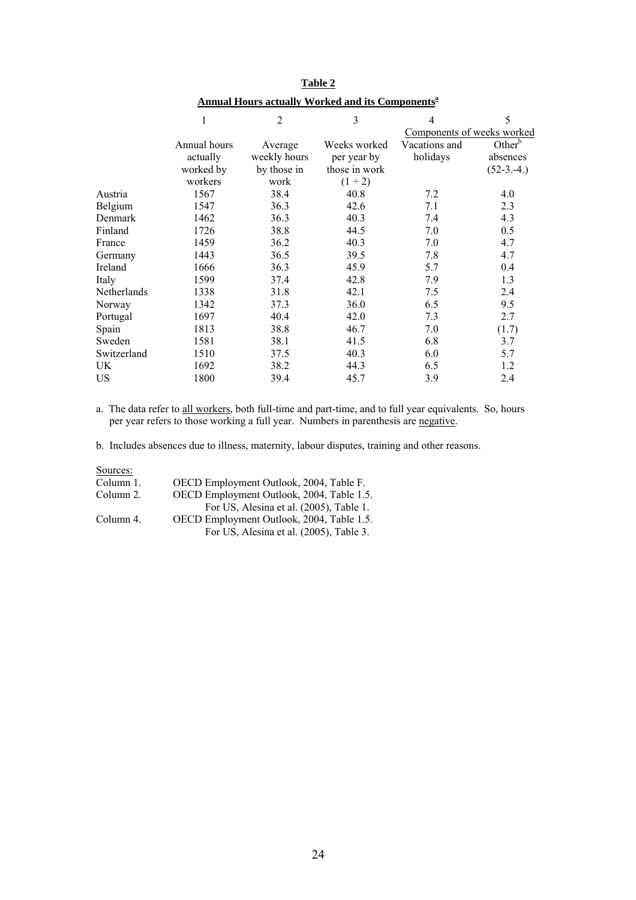**Table 2**

**Annual Hours actually Worked and its Components[a]**

| | 1 | 2 | 3 | 4 | 5 |
|---|---|---|---|---|---|
| | | | | Components of weeks worked | |
| | Annual hours actually worked by workers | Average weekly hours by those in work | Weeks worked per year by those in work (1 ÷ 2) | Vacations and holidays | Other[b] absences (52-3.-4.) |
| Austria | 1567 | 38.4 | 40.8 | 7.2 | 4.0 |
| Belgium | 1547 | 36.3 | 42.6 | 7.1 | 2.3 |
| Denmark | 1462 | 36.3 | 40.3 | 7.4 | 4.3 |
| Finland | 1726 | 38.8 | 44.5 | 7.0 | 0.5 |
| France | 1459 | 36.2 | 40.3 | 7.0 | 4.7 |
| Germany | 1443 | 36.5 | 39.5 | 7.8 | 4.7 |
| Ireland | 1666 | 36.3 | 45.9 | 5.7 | 0.4 |
| Italy | 1599 | 37.4 | 42.8 | 7.9 | 1.3 |
| Netherlands | 1338 | 31.8 | 42.1 | 7.5 | 2.4 |
| Norway | 1342 | 37.3 | 36.0 | 6.5 | 9.5 |
| Portugal | 1697 | 40.4 | 42.0 | 7.3 | 2.7 |
| Spain | 1813 | 38.8 | 46.7 | 7.0 | (1.7) |
| Sweden | 1581 | 38.1 | 41.5 | 6.8 | 3.7 |
| Switzerland | 1510 | 37.5 | 40.3 | 6.0 | 5.7 |
| UK | 1692 | 38.2 | 44.3 | 6.5 | 1.2 |
| US | 1800 | 39.4 | 45.7 | 3.9 | 2.4 |

a. The data refer to all workers, both full-time and part-time, and to full year equivalents. So, hours per year refers to those working a full year. Numbers in parenthesis are negative.

b. Includes absences due to illness, maternity, labour disputes, training and other reasons.

Sources:

Column 1. OECD Employment Outlook, 2004, Table F.

Column 2. OECD Employment Outlook, 2004, Table 1.5.
For US, Alesina et al. (2005), Table 1.

Column 4. OECD Employment Outlook, 2004, Table 1.5.
For US, Alesina et al. (2005), Table 3.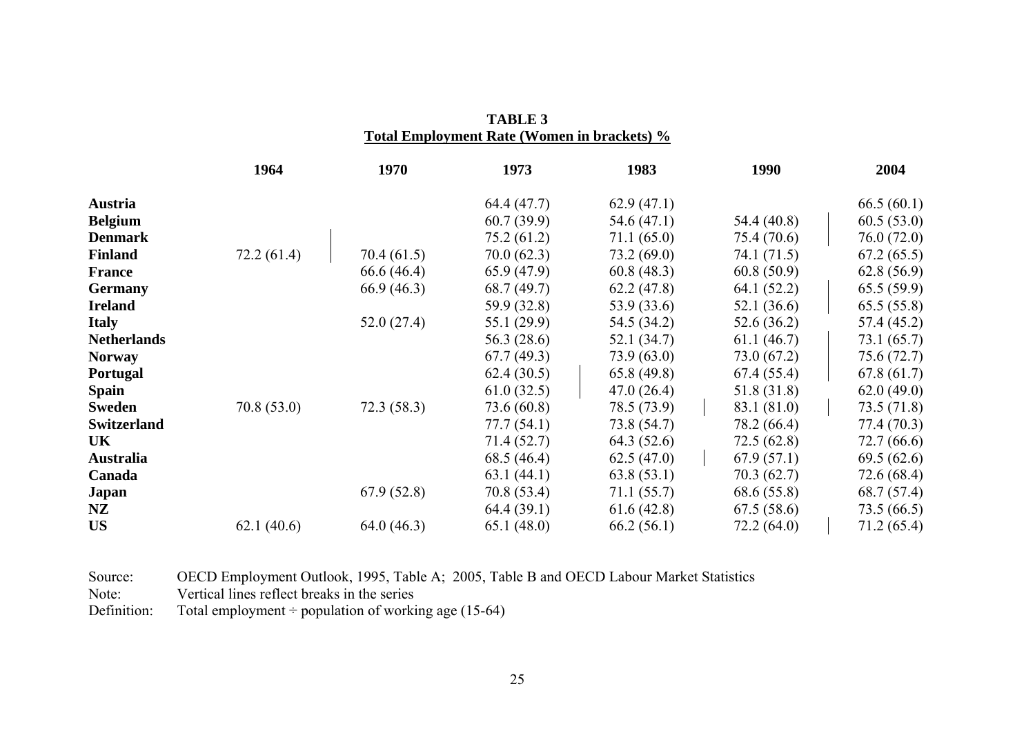**TABLE 3**
**Total Employment Rate (Women in brackets) %**

| | 1964 | 1970 | 1973 | 1983 | 1990 | 2004 |
|---|---|---|---|---|---|---|
| **Austria** | | | 64.4 (47.7) | 62.9 (47.1) | | 66.5 (60.1) |
| **Belgium** | | | 60.7 (39.9) | 54.6 (47.1) | 54.4 (40.8) | 60.5 (53.0) |
| **Denmark** | | | 75.2 (61.2) | 71.1 (65.0) | 75.4 (70.6) | 76.0 (72.0) |
| **Finland** | 72.2 (61.4) | 70.4 (61.5) | 70.0 (62.3) | 73.2 (69.0) | 74.1 (71.5) | 67.2 (65.5) |
| **France** | | 66.6 (46.4) | 65.9 (47.9) | 60.8 (48.3) | 60.8 (50.9) | 62.8 (56.9) |
| **Germany** | | 66.9 (46.3) | 68.7 (49.7) | 62.2 (47.8) | 64.1 (52.2) | 65.5 (59.9) |
| **Ireland** | | | 59.9 (32.8) | 53.9 (33.6) | 52.1 (36.6) | 65.5 (55.8) |
| **Italy** | | 52.0 (27.4) | 55.1 (29.9) | 54.5 (34.2) | 52.6 (36.2) | 57.4 (45.2) |
| **Netherlands** | | | 56.3 (28.6) | 52.1 (34.7) | 61.1 (46.7) | 73.1 (65.7) |
| **Norway** | | | 67.7 (49.3) | 73.9 (63.0) | 73.0 (67.2) | 75.6 (72.7) |
| **Portugal** | | | 62.4 (30.5) | 65.8 (49.8) | 67.4 (55.4) | 67.8 (61.7) |
| **Spain** | | | 61.0 (32.5) | 47.0 (26.4) | 51.8 (31.8) | 62.0 (49.0) |
| **Sweden** | 70.8 (53.0) | 72.3 (58.3) | 73.6 (60.8) | 78.5 (73.9) | 83.1 (81.0) | 73.5 (71.8) |
| **Switzerland** | | | 77.7 (54.1) | 73.8 (54.7) | 78.2 (66.4) | 77.4 (70.3) |
| **UK** | | | 71.4 (52.7) | 64.3 (52.6) | 72.5 (62.8) | 72.7 (66.6) |
| **Australia** | | | 68.5 (46.4) | 62.5 (47.0) | 67.9 (57.1) | 69.5 (62.6) |
| **Canada** | | | 63.1 (44.1) | 63.8 (53.1) | 70.3 (62.7) | 72.6 (68.4) |
| **Japan** | | 67.9 (52.8) | 70.8 (53.4) | 71.1 (55.7) | 68.6 (55.8) | 68.7 (57.4) |
| **NZ** | | | 64.4 (39.1) | 61.6 (42.8) | 67.5 (58.6) | 73.5 (66.5) |
| **US** | 62.1 (40.6) | 64.0 (46.3) | 65.1 (48.0) | 66.2 (56.1) | 72.2 (64.0) | 71.2 (65.4) |

Source: OECD Employment Outlook, 1995, Table A; 2005, Table B and OECD Labour Market Statistics
Note: Vertical lines reflect breaks in the series
Definition: Total employment ÷ population of working age (15-64)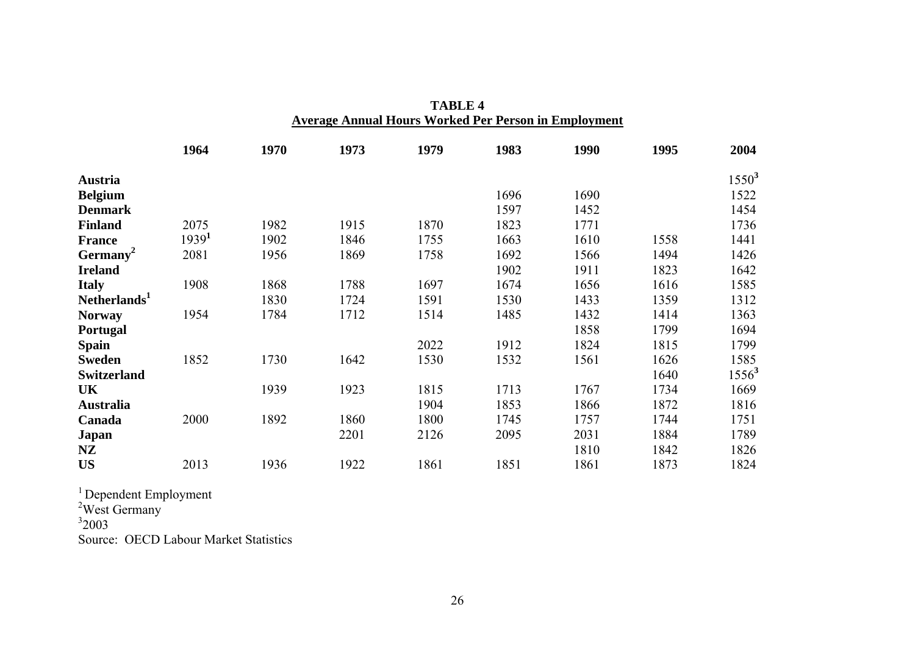**TABLE 4**

**Average Annual Hours Worked Per Person in Employment**

| | 1964 | 1970 | 1973 | 1979 | 1983 | 1990 | 1995 | 2004 |
|---|---|---|---|---|---|---|---|---|
| **Austria** | | | | | | | | 1550[3] |
| **Belgium** | | | | | 1696 | 1690 | | 1522 |
| **Denmark** | | | | | 1597 | 1452 | | 1454 |
| **Finland** | 2075 | 1982 | 1915 | 1870 | 1823 | 1771 | | 1736 |
| **France** | 1939[1] | 1902 | 1846 | 1755 | 1663 | 1610 | 1558 | 1441 |
| **Germany[2]** | 2081 | 1956 | 1869 | 1758 | 1692 | 1566 | 1494 | 1426 |
| **Ireland** | | | | | 1902 | 1911 | 1823 | 1642 |
| **Italy** | 1908 | 1868 | 1788 | 1697 | 1674 | 1656 | 1616 | 1585 |
| **Netherlands[1]** | | 1830 | 1724 | 1591 | 1530 | 1433 | 1359 | 1312 |
| **Norway** | 1954 | 1784 | 1712 | 1514 | 1485 | 1432 | 1414 | 1363 |
| **Portugal** | | | | | | 1858 | 1799 | 1694 |
| **Spain** | | | | 2022 | 1912 | 1824 | 1815 | 1799 |
| **Sweden** | 1852 | 1730 | 1642 | 1530 | 1532 | 1561 | 1626 | 1585 |
| **Switzerland** | | | | | | | 1640 | 1556[3] |
| **UK** | | 1939 | 1923 | 1815 | 1713 | 1767 | 1734 | 1669 |
| **Australia** | | | | 1904 | 1853 | 1866 | 1872 | 1816 |
| **Canada** | 2000 | 1892 | 1860 | 1800 | 1745 | 1757 | 1744 | 1751 |
| **Japan** | | | 2201 | 2126 | 2095 | 2031 | 1884 | 1789 |
| **NZ** | | | | | | 1810 | 1842 | 1826 |
| **US** | 2013 | 1936 | 1922 | 1861 | 1851 | 1861 | 1873 | 1824 |

[1] Dependent Employment
[2] West Germany
[3] 2003
Source: OECD Labour Market Statistics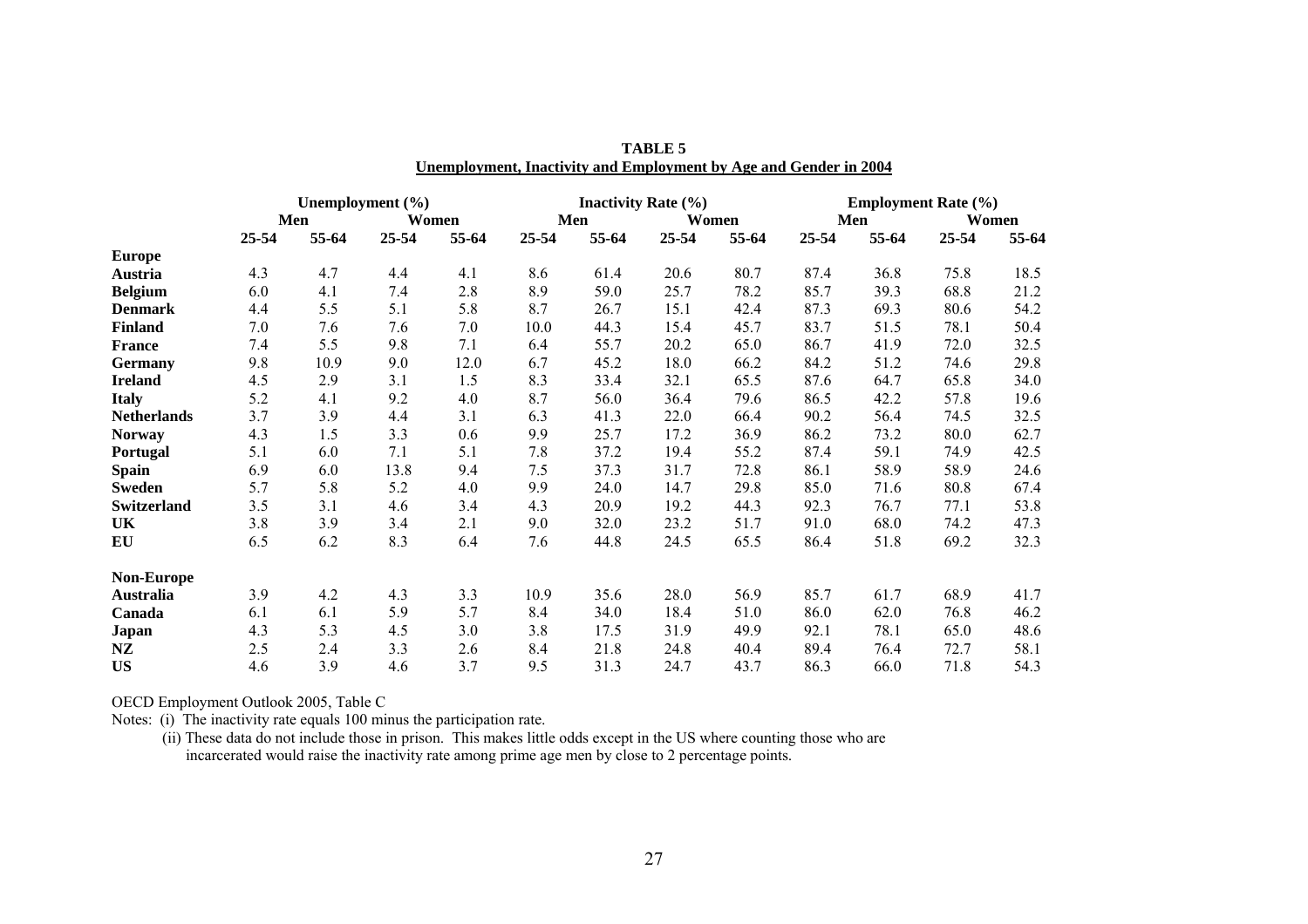**TABLE 5**

**Unemployment, Inactivity and Employment by Age and Gender in 2004**

| | Unemployment (%) | | | | Inactivity Rate (%) | | | | Employment Rate (%) | | | |
|---|---|---|---|---|---|---|---|---|---|---|---|---|
| | Men | | Women | | Men | | Women | | Men | | Women | |
| | 25-54 | 55-64 | 25-54 | 55-64 | 25-54 | 55-64 | 25-54 | 55-64 | 25-54 | 55-64 | 25-54 | 55-64 |
| **Europe** | | | | | | | | | | | | |
| **Austria** | 4.3 | 4.7 | 4.4 | 4.1 | 8.6 | 61.4 | 20.6 | 80.7 | 87.4 | 36.8 | 75.8 | 18.5 |
| **Belgium** | 6.0 | 4.1 | 7.4 | 2.8 | 8.9 | 59.0 | 25.7 | 78.2 | 85.7 | 39.3 | 68.8 | 21.2 |
| **Denmark** | 4.4 | 5.5 | 5.1 | 5.8 | 8.7 | 26.7 | 15.1 | 42.4 | 87.3 | 69.3 | 80.6 | 54.2 |
| **Finland** | 7.0 | 7.6 | 7.6 | 7.0 | 10.0 | 44.3 | 15.4 | 45.7 | 83.7 | 51.5 | 78.1 | 50.4 |
| **France** | 7.4 | 5.5 | 9.8 | 7.1 | 6.4 | 55.7 | 20.2 | 65.0 | 86.7 | 41.9 | 72.0 | 32.5 |
| **Germany** | 9.8 | 10.9 | 9.0 | 12.0 | 6.7 | 45.2 | 18.0 | 66.2 | 84.2 | 51.2 | 74.6 | 29.8 |
| **Ireland** | 4.5 | 2.9 | 3.1 | 1.5 | 8.3 | 33.4 | 32.1 | 65.5 | 87.6 | 64.7 | 65.8 | 34.0 |
| **Italy** | 5.2 | 4.1 | 9.2 | 4.0 | 8.7 | 56.0 | 36.4 | 79.6 | 86.5 | 42.2 | 57.8 | 19.6 |
| **Netherlands** | 3.7 | 3.9 | 4.4 | 3.1 | 6.3 | 41.3 | 22.0 | 66.4 | 90.2 | 56.4 | 74.5 | 32.5 |
| **Norway** | 4.3 | 1.5 | 3.3 | 0.6 | 9.9 | 25.7 | 17.2 | 36.9 | 86.2 | 73.2 | 80.0 | 62.7 |
| **Portugal** | 5.1 | 6.0 | 7.1 | 5.1 | 7.8 | 37.2 | 19.4 | 55.2 | 87.4 | 59.1 | 74.9 | 42.5 |
| **Spain** | 6.9 | 6.0 | 13.8 | 9.4 | 7.5 | 37.3 | 31.7 | 72.8 | 86.1 | 58.9 | 58.9 | 24.6 |
| **Sweden** | 5.7 | 5.8 | 5.2 | 4.0 | 9.9 | 24.0 | 14.7 | 29.8 | 85.0 | 71.6 | 80.8 | 67.4 |
| **Switzerland** | 3.5 | 3.1 | 4.6 | 3.4 | 4.3 | 20.9 | 19.2 | 44.3 | 92.3 | 76.7 | 77.1 | 53.8 |
| **UK** | 3.8 | 3.9 | 3.4 | 2.1 | 9.0 | 32.0 | 23.2 | 51.7 | 91.0 | 68.0 | 74.2 | 47.3 |
| **EU** | 6.5 | 6.2 | 8.3 | 6.4 | 7.6 | 44.8 | 24.5 | 65.5 | 86.4 | 51.8 | 69.2 | 32.3 |
| **Non-Europe** | | | | | | | | | | | | |
| **Australia** | 3.9 | 4.2 | 4.3 | 3.3 | 10.9 | 35.6 | 28.0 | 56.9 | 85.7 | 61.7 | 68.9 | 41.7 |
| **Canada** | 6.1 | 6.1 | 5.9 | 5.7 | 8.4 | 34.0 | 18.4 | 51.0 | 86.0 | 62.0 | 76.8 | 46.2 |
| **Japan** | 4.3 | 5.3 | 4.5 | 3.0 | 3.8 | 17.5 | 31.9 | 49.9 | 92.1 | 78.1 | 65.0 | 48.6 |
| **NZ** | 2.5 | 2.4 | 3.3 | 2.6 | 8.4 | 21.8 | 24.8 | 40.4 | 89.4 | 76.4 | 72.7 | 58.1 |
| **US** | 4.6 | 3.9 | 4.6 | 3.7 | 9.5 | 31.3 | 24.7 | 43.7 | 86.3 | 66.0 | 71.8 | 54.3 |

OECD Employment Outlook 2005, Table C

Notes: (i) The inactivity rate equals 100 minus the participation rate.

(ii) These data do not include those in prison. This makes little odds except in the US where counting those who are incarcerated would raise the inactivity rate among prime age men by close to 2 percentage points.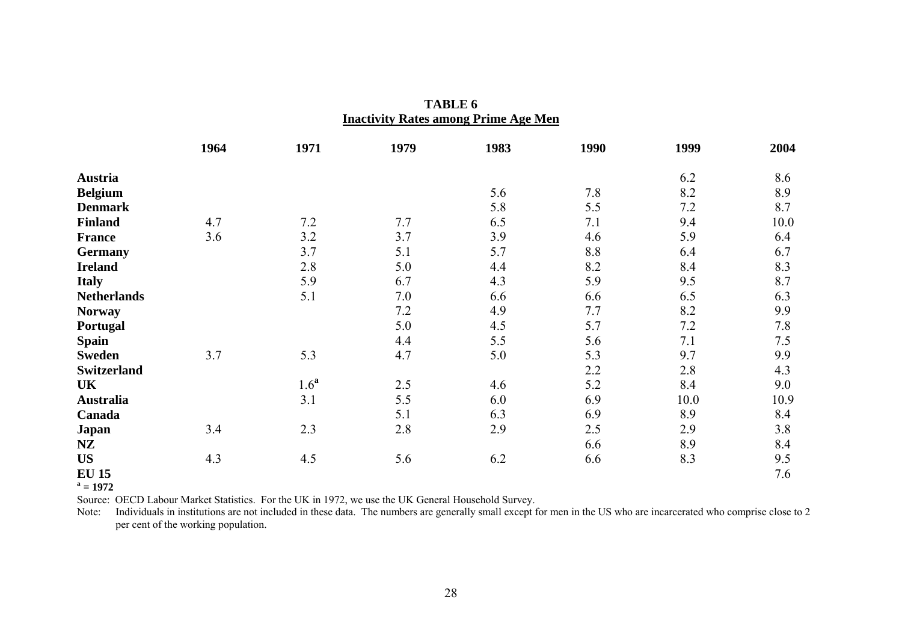**TABLE 6**
**Inactivity Rates among Prime Age Men**

| | 1964 | 1971 | 1979 | 1983 | 1990 | 1999 | 2004 |
|---|---|---|---|---|---|---|---|
| **Austria** | | | | | | 6.2 | 8.6 |
| **Belgium** | | | | 5.6 | 7.8 | 8.2 | 8.9 |
| **Denmark** | | | | 5.8 | 5.5 | 7.2 | 8.7 |
| **Finland** | 4.7 | 7.2 | 7.7 | 6.5 | 7.1 | 9.4 | 10.0 |
| **France** | 3.6 | 3.2 | 3.7 | 3.9 | 4.6 | 5.9 | 6.4 |
| **Germany** | | 3.7 | 5.1 | 5.7 | 8.8 | 6.4 | 6.7 |
| **Ireland** | | 2.8 | 5.0 | 4.4 | 8.2 | 8.4 | 8.3 |
| **Italy** | | 5.9 | 6.7 | 4.3 | 5.9 | 9.5 | 8.7 |
| **Netherlands** | | 5.1 | 7.0 | 6.6 | 6.6 | 6.5 | 6.3 |
| **Norway** | | | 7.2 | 4.9 | 7.7 | 8.2 | 9.9 |
| **Portugal** | | | 5.0 | 4.5 | 5.7 | 7.2 | 7.8 |
| **Spain** | | | 4.4 | 5.5 | 5.6 | 7.1 | 7.5 |
| **Sweden** | 3.7 | 5.3 | 4.7 | 5.0 | 5.3 | 9.7 | 9.9 |
| **Switzerland** | | | | | 2.2 | 2.8 | 4.3 |
| **UK** | | 1.6[a] | 2.5 | 4.6 | 5.2 | 8.4 | 9.0 |
| **Australia** | | 3.1 | 5.5 | 6.0 | 6.9 | 10.0 | 10.9 |
| **Canada** | | | 5.1 | 6.3 | 6.9 | 8.9 | 8.4 |
| **Japan** | 3.4 | 2.3 | 2.8 | 2.9 | 2.5 | 2.9 | 3.8 |
| **NZ** | | | | | 6.6 | 8.9 | 8.4 |
| **US** | 4.3 | 4.5 | 5.6 | 6.2 | 6.6 | 8.3 | 9.5 |
| **EU 15** | | | | | | | 7.6 |

**[a] = 1972**

Source: OECD Labour Market Statistics. For the UK in 1972, we use the UK General Household Survey.

Note: Individuals in institutions are not included in these data. The numbers are generally small except for men in the US who are incarcerated who comprise close to 2 per cent of the working population.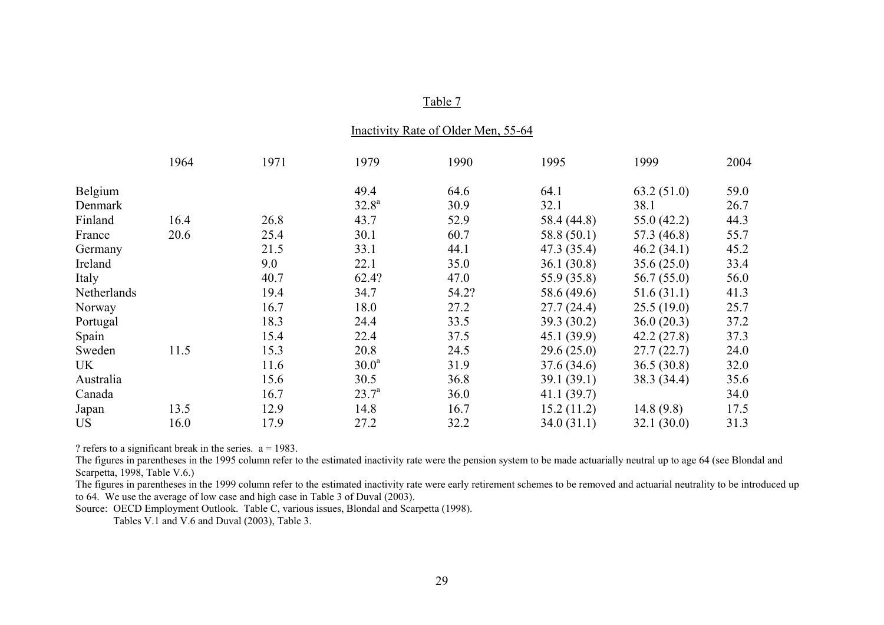Table 7

Inactivity Rate of Older Men, 55-64

| | 1964 | 1971 | 1979 | 1990 | 1995 | 1999 | 2004 |
|---|---|---|---|---|---|---|---|
| Belgium | | | 49.4 | 64.6 | 64.1 | 63.2 (51.0) | 59.0 |
| Denmark | | | 32.8[a] | 30.9 | 32.1 | 38.1 | 26.7 |
| Finland | 16.4 | 26.8 | 43.7 | 52.9 | 58.4 (44.8) | 55.0 (42.2) | 44.3 |
| France | 20.6 | 25.4 | 30.1 | 60.7 | 58.8 (50.1) | 57.3 (46.8) | 55.7 |
| Germany | | 21.5 | 33.1 | 44.1 | 47.3 (35.4) | 46.2 (34.1) | 45.2 |
| Ireland | | 9.0 | 22.1 | 35.0 | 36.1 (30.8) | 35.6 (25.0) | 33.4 |
| Italy | | 40.7 | 62.4? | 47.0 | 55.9 (35.8) | 56.7 (55.0) | 56.0 |
| Netherlands | | 19.4 | 34.7 | 54.2? | 58.6 (49.6) | 51.6 (31.1) | 41.3 |
| Norway | | 16.7 | 18.0 | 27.2 | 27.7 (24.4) | 25.5 (19.0) | 25.7 |
| Portugal | | 18.3 | 24.4 | 33.5 | 39.3 (30.2) | 36.0 (20.3) | 37.2 |
| Spain | | 15.4 | 22.4 | 37.5 | 45.1 (39.9) | 42.2 (27.8) | 37.3 |
| Sweden | 11.5 | 15.3 | 20.8 | 24.5 | 29.6 (25.0) | 27.7 (22.7) | 24.0 |
| UK | | 11.6 | 30.0[a] | 31.9 | 37.6 (34.6) | 36.5 (30.8) | 32.0 |
| Australia | | 15.6 | 30.5 | 36.8 | 39.1 (39.1) | 38.3 (34.4) | 35.6 |
| Canada | | 16.7 | 23.7[a] | 36.0 | 41.1 (39.7) | | 34.0 |
| Japan | 13.5 | 12.9 | 14.8 | 16.7 | 15.2 (11.2) | 14.8 (9.8) | 17.5 |
| US | 16.0 | 17.9 | 27.2 | 32.2 | 34.0 (31.1) | 32.1 (30.0) | 31.3 |

? refers to a significant break in the series. a = 1983.

The figures in parentheses in the 1995 column refer to the estimated inactivity rate were the pension system to be made actuarially neutral up to age 64 (see Blondal and Scarpetta, 1998, Table V.6.)

The figures in parentheses in the 1999 column refer to the estimated inactivity rate were early retirement schemes to be removed and actuarial neutrality to be introduced up to 64. We use the average of low case and high case in Table 3 of Duval (2003).

Source: OECD Employment Outlook. Table C, various issues, Blondal and Scarpetta (1998).
Tables V.1 and V.6 and Duval (2003), Table 3.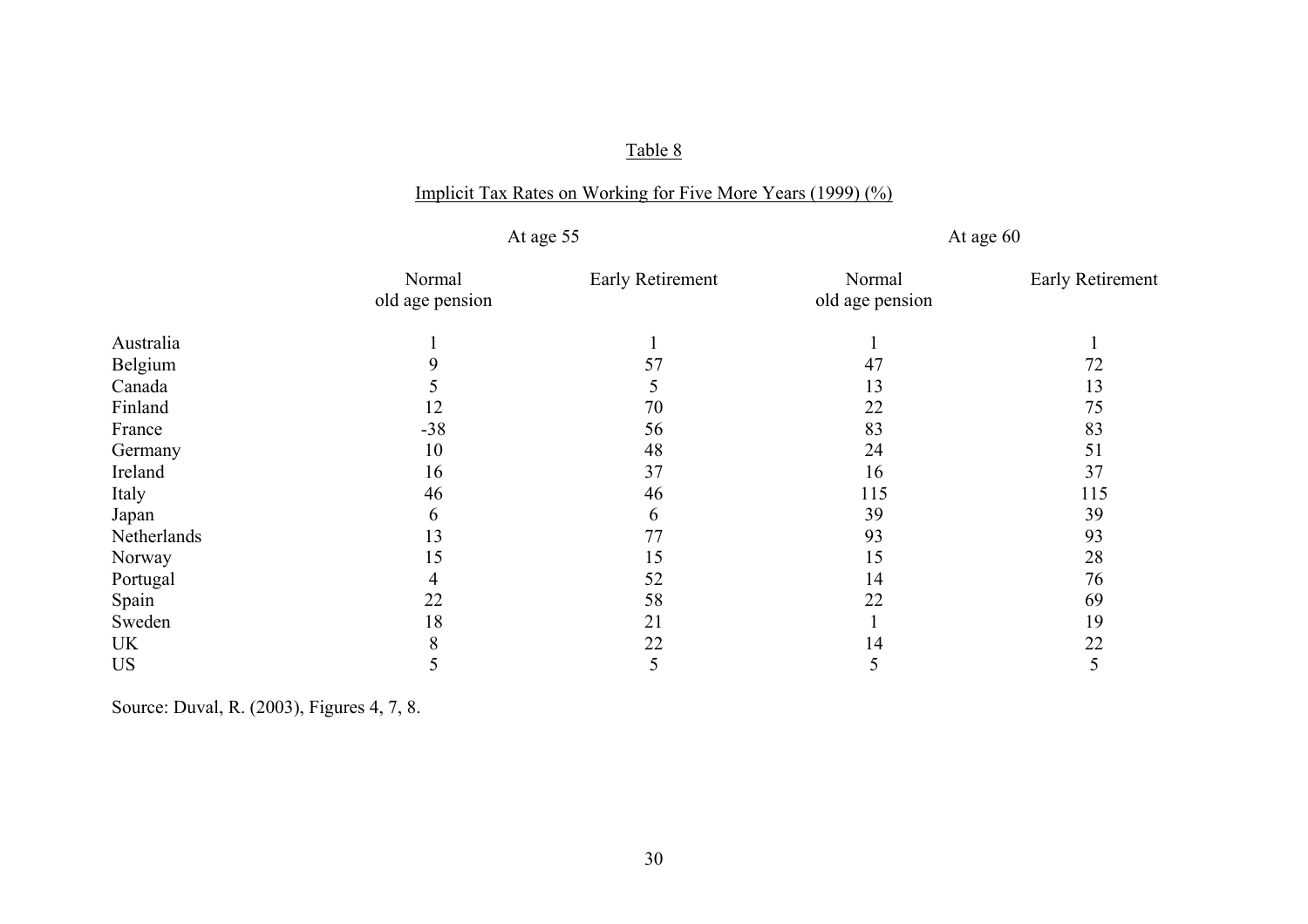Table 8

Implicit Tax Rates on Working for Five More Years (1999) (%)

| | At age 55 | | At age 60 | |
|---|---|---|---|---|
| | Normal old age pension | Early Retirement | Normal old age pension | Early Retirement |
| Australia | 1 | 1 | 1 | 1 |
| Belgium | 9 | 57 | 47 | 72 |
| Canada | 5 | 5 | 13 | 13 |
| Finland | 12 | 70 | 22 | 75 |
| France | -38 | 56 | 83 | 83 |
| Germany | 10 | 48 | 24 | 51 |
| Ireland | 16 | 37 | 16 | 37 |
| Italy | 46 | 46 | 115 | 115 |
| Japan | 6 | 6 | 39 | 39 |
| Netherlands | 13 | 77 | 93 | 93 |
| Norway | 15 | 15 | 15 | 28 |
| Portugal | 4 | 52 | 14 | 76 |
| Spain | 22 | 58 | 22 | 69 |
| Sweden | 18 | 21 | 1 | 19 |
| UK | 8 | 22 | 14 | 22 |
| US | 5 | 5 | 5 | 5 |

Source: Duval, R. (2003), Figures 4, 7, 8.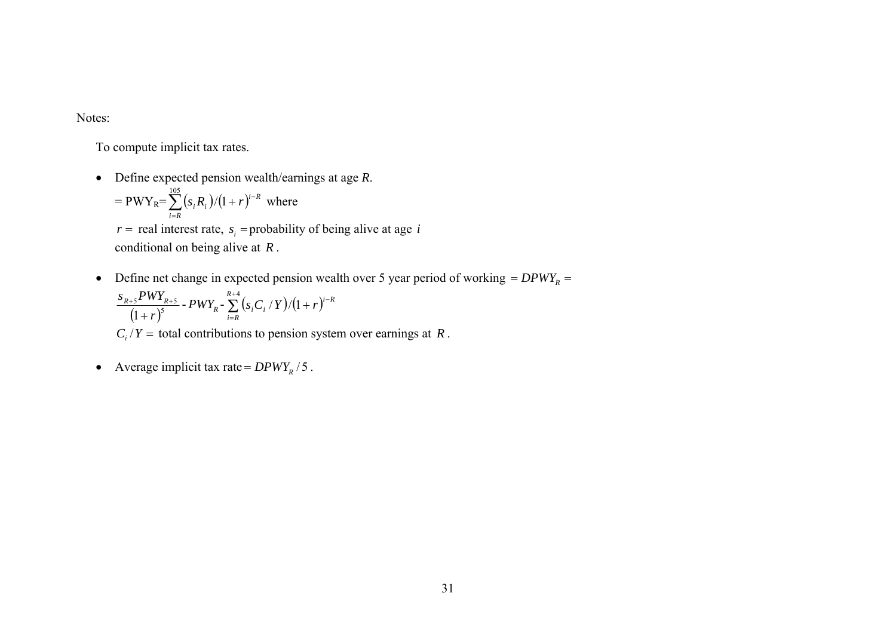Notes:

To compute implicit tax rates.

- Define expected pension wealth/earnings at age *R*.

  $= \text{PWY}_R = \sum_{i=R}^{105} (s_i R_i)/(1+r)^{i-R}$ where

  $r =$ real interest rate, $s_i =$ probability of being alive at age $i$ conditional on being alive at $R$.

- Define net change in expected pension wealth over 5 year period of working $= DPWY_R =$

  $$\frac{s_{R+5} PWY_{R+5}}{(1+r)^5} - PWY_R - \sum_{i=R}^{R+4} (s_i C_i / Y)/(1+r)^{i-R}$$

  $C_i / Y =$ total contributions to pension system over earnings at $R$.

- Average implicit tax rate $= DPWY_R / 5$.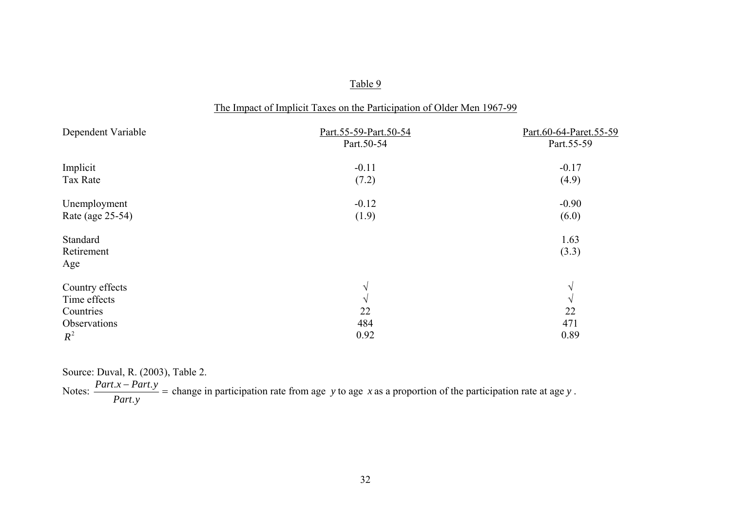Table 9

The Impact of Implicit Taxes on the Participation of Older Men 1967-99

| Dependent Variable | Part.55-59-Part.50-54 / Part.50-54 | Part.60-64-Paret.55-59 / Part.55-59 |
|---|---|---|
| Implicit Tax Rate | -0.11<br>(7.2) | -0.17<br>(4.9) |
| Unemployment Rate (age 25-54) | -0.12<br>(1.9) | -0.90<br>(6.0) |
| Standard Retirement Age | | 1.63<br>(3.3) |
| Country effects | √ | √ |
| Time effects | √ | √ |
| Countries | 22 | 22 |
| Observations | 484 | 471 |
| $R^2$ | 0.92 | 0.89 |

Source: Duval, R. (2003), Table 2.

Notes: $\frac{Part.x - Part.y}{Part.y}$ = change in participation rate from age $y$ to age $x$ as a proportion of the participation rate at age $y$.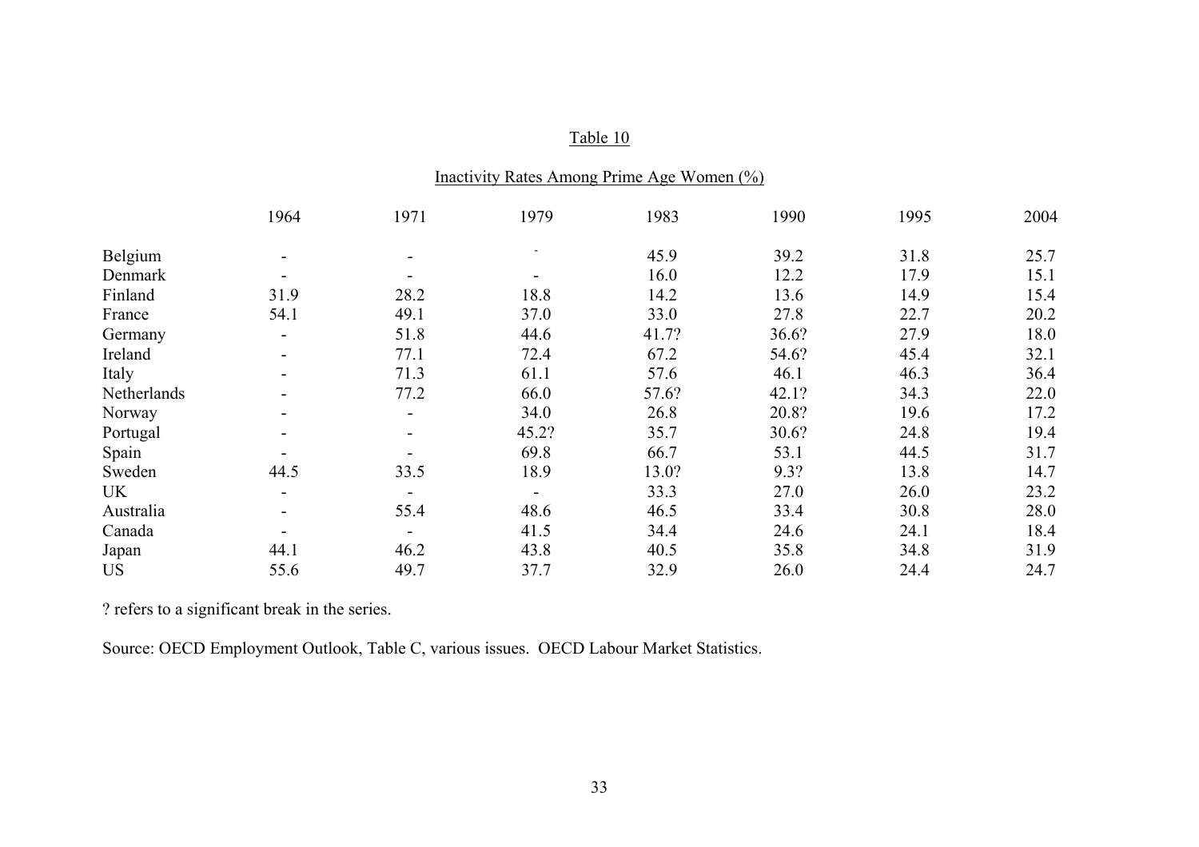Table 10

Inactivity Rates Among Prime Age Women (%)

| | 1964 | 1971 | 1979 | 1983 | 1990 | 1995 | 2004 |
|---|---|---|---|---|---|---|---|
| Belgium | - | - | - | 45.9 | 39.2 | 31.8 | 25.7 |
| Denmark | - | - | - | 16.0 | 12.2 | 17.9 | 15.1 |
| Finland | 31.9 | 28.2 | 18.8 | 14.2 | 13.6 | 14.9 | 15.4 |
| France | 54.1 | 49.1 | 37.0 | 33.0 | 27.8 | 22.7 | 20.2 |
| Germany | - | 51.8 | 44.6 | 41.7? | 36.6? | 27.9 | 18.0 |
| Ireland | - | 77.1 | 72.4 | 67.2 | 54.6? | 45.4 | 32.1 |
| Italy | - | 71.3 | 61.1 | 57.6 | 46.1 | 46.3 | 36.4 |
| Netherlands | - | 77.2 | 66.0 | 57.6? | 42.1? | 34.3 | 22.0 |
| Norway | - | - | 34.0 | 26.8 | 20.8? | 19.6 | 17.2 |
| Portugal | - | - | 45.2? | 35.7 | 30.6? | 24.8 | 19.4 |
| Spain | - | - | 69.8 | 66.7 | 53.1 | 44.5 | 31.7 |
| Sweden | 44.5 | 33.5 | 18.9 | 13.0? | 9.3? | 13.8 | 14.7 |
| UK | - | - | - | 33.3 | 27.0 | 26.0 | 23.2 |
| Australia | - | 55.4 | 48.6 | 46.5 | 33.4 | 30.8 | 28.0 |
| Canada | - | - | 41.5 | 34.4 | 24.6 | 24.1 | 18.4 |
| Japan | 44.1 | 46.2 | 43.8 | 40.5 | 35.8 | 34.8 | 31.9 |
| US | 55.6 | 49.7 | 37.7 | 32.9 | 26.0 | 24.4 | 24.7 |

? refers to a significant break in the series.

Source: OECD Employment Outlook, Table C, various issues. OECD Labour Market Statistics.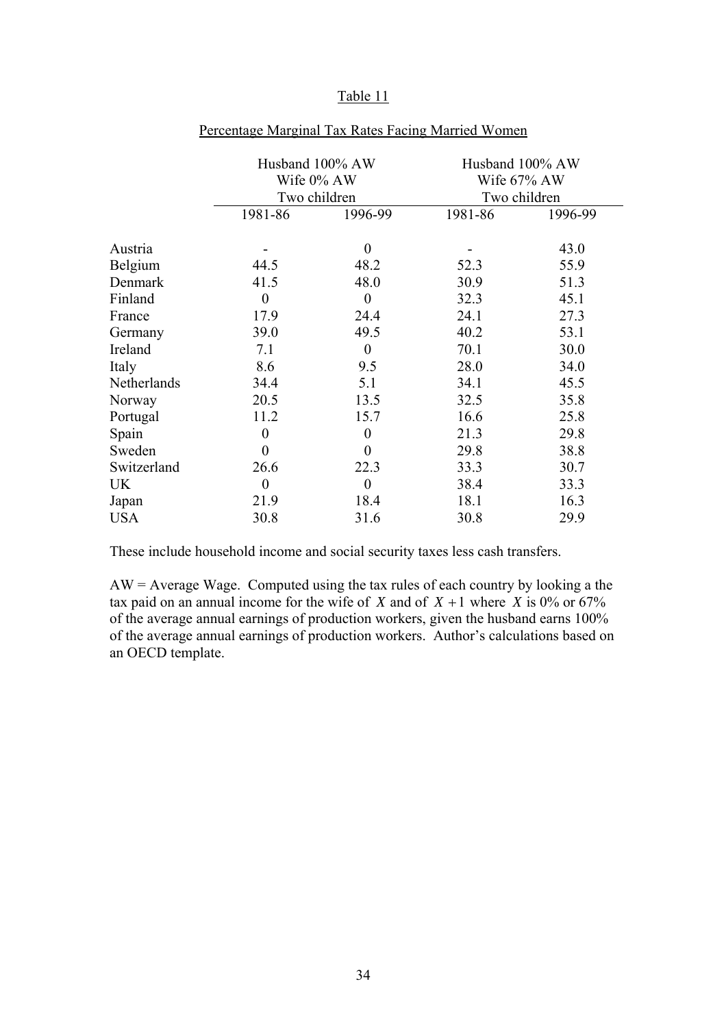Table 11

Percentage Marginal Tax Rates Facing Married Women

| | Husband 100% AW<br>Wife 0% AW<br>Two children | | Husband 100% AW<br>Wife 67% AW<br>Two children | |
|---|---|---|---|---|
| | 1981-86 | 1996-99 | 1981-86 | 1996-99 |
| Austria | - | 0 | - | 43.0 |
| Belgium | 44.5 | 48.2 | 52.3 | 55.9 |
| Denmark | 41.5 | 48.0 | 30.9 | 51.3 |
| Finland | 0 | 0 | 32.3 | 45.1 |
| France | 17.9 | 24.4 | 24.1 | 27.3 |
| Germany | 39.0 | 49.5 | 40.2 | 53.1 |
| Ireland | 7.1 | 0 | 70.1 | 30.0 |
| Italy | 8.6 | 9.5 | 28.0 | 34.0 |
| Netherlands | 34.4 | 5.1 | 34.1 | 45.5 |
| Norway | 20.5 | 13.5 | 32.5 | 35.8 |
| Portugal | 11.2 | 15.7 | 16.6 | 25.8 |
| Spain | 0 | 0 | 21.3 | 29.8 |
| Sweden | 0 | 0 | 29.8 | 38.8 |
| Switzerland | 26.6 | 22.3 | 33.3 | 30.7 |
| UK | 0 | 0 | 38.4 | 33.3 |
| Japan | 21.9 | 18.4 | 18.1 | 16.3 |
| USA | 30.8 | 31.6 | 30.8 | 29.9 |

These include household income and social security taxes less cash transfers.

AW = Average Wage. Computed using the tax rules of each country by looking a the tax paid on an annual income for the wife of $X$ and of $X+1$ where $X$ is 0% or 67% of the average annual earnings of production workers, given the husband earns 100% of the average annual earnings of production workers. Author's calculations based on an OECD template.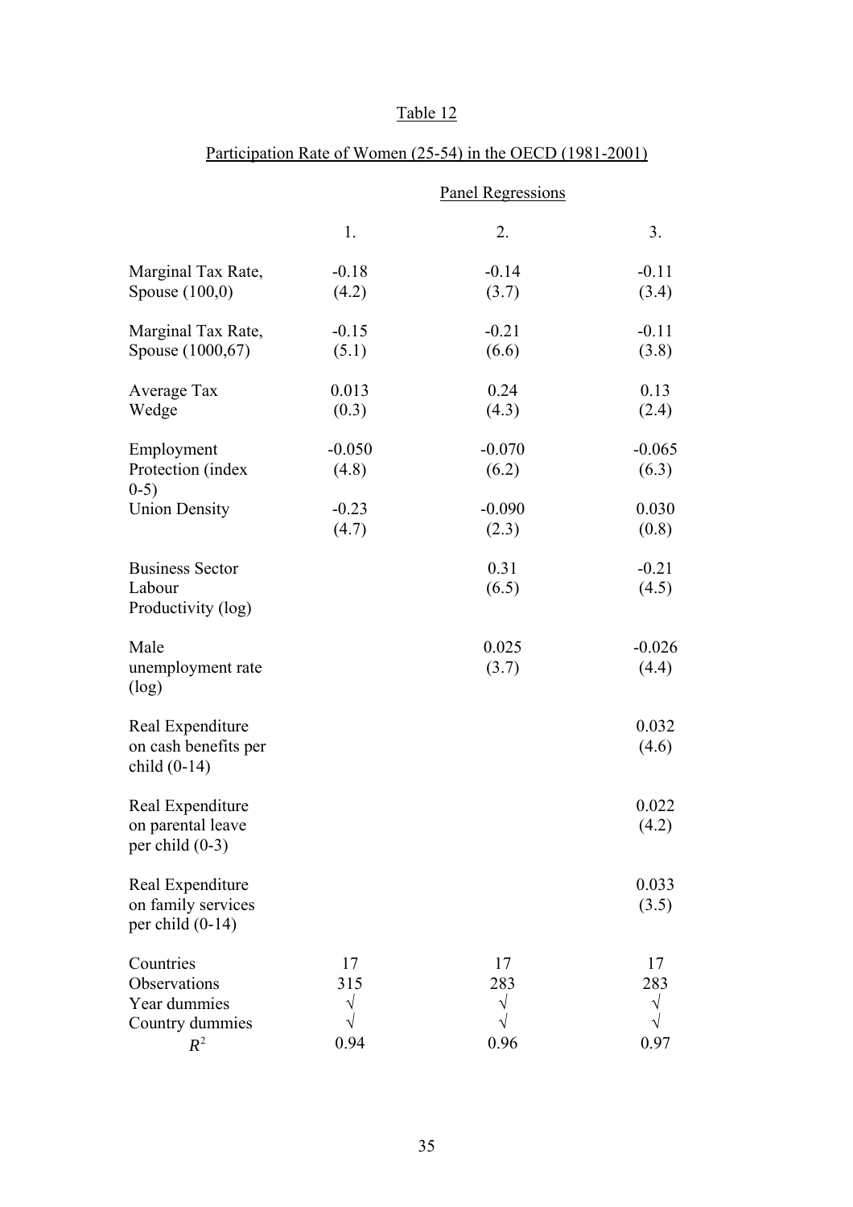Table 12

Participation Rate of Women (25-54) in the OECD (1981-2001)

| | Panel Regressions | | |
|---|---|---|---|
| | 1. | 2. | 3. |
| Marginal Tax Rate, Spouse (100,0) | -0.18 (4.2) | -0.14 (3.7) | -0.11 (3.4) |
| Marginal Tax Rate, Spouse (1000,67) | -0.15 (5.1) | -0.21 (6.6) | -0.11 (3.8) |
| Average Tax Wedge | 0.013 (0.3) | 0.24 (4.3) | 0.13 (2.4) |
| Employment Protection (index 0-5) | -0.050 (4.8) | -0.070 (6.2) | -0.065 (6.3) |
| Union Density | -0.23 (4.7) | -0.090 (2.3) | 0.030 (0.8) |
| Business Sector Labour Productivity (log) | | 0.31 (6.5) | -0.21 (4.5) |
| Male unemployment rate (log) | | 0.025 (3.7) | -0.026 (4.4) |
| Real Expenditure on cash benefits per child (0-14) | | | 0.032 (4.6) |
| Real Expenditure on parental leave per child (0-3) | | | 0.022 (4.2) |
| Real Expenditure on family services per child (0-14) | | | 0.033 (3.5) |
| Countries | 17 | 17 | 17 |
| Observations | 315 | 283 | 283 |
| Year dummies | √ | √ | √ |
| Country dummies | √ | √ | √ |
| $R^2$ | 0.94 | 0.96 | 0.97 |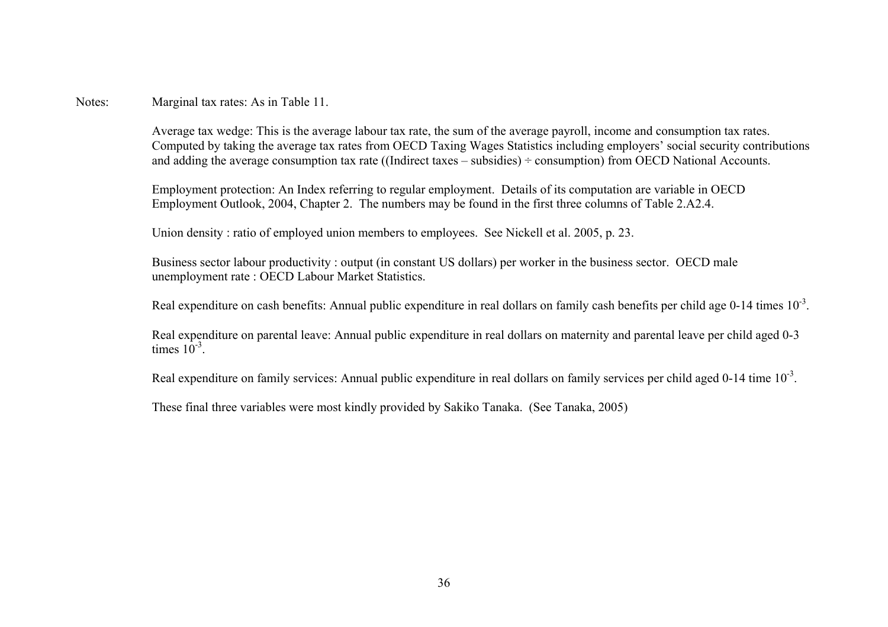Notes: Marginal tax rates: As in Table 11.

Average tax wedge: This is the average labour tax rate, the sum of the average payroll, income and consumption tax rates. Computed by taking the average tax rates from OECD Taxing Wages Statistics including employers' social security contributions and adding the average consumption tax rate ((Indirect taxes – subsidies) ÷ consumption) from OECD National Accounts.

Employment protection: An Index referring to regular employment. Details of its computation are variable in OECD Employment Outlook, 2004, Chapter 2. The numbers may be found in the first three columns of Table 2.A2.4.

Union density : ratio of employed union members to employees. See Nickell et al. 2005, p. 23.

Business sector labour productivity : output (in constant US dollars) per worker in the business sector. OECD male unemployment rate : OECD Labour Market Statistics.

Real expenditure on cash benefits: Annual public expenditure in real dollars on family cash benefits per child age 0-14 times $10^{-3}$.

Real expenditure on parental leave: Annual public expenditure in real dollars on maternity and parental leave per child aged 0-3 times $10^{-3}$.

Real expenditure on family services: Annual public expenditure in real dollars on family services per child aged 0-14 time $10^{-3}$.

These final three variables were most kindly provided by Sakiko Tanaka. (See Tanaka, 2005)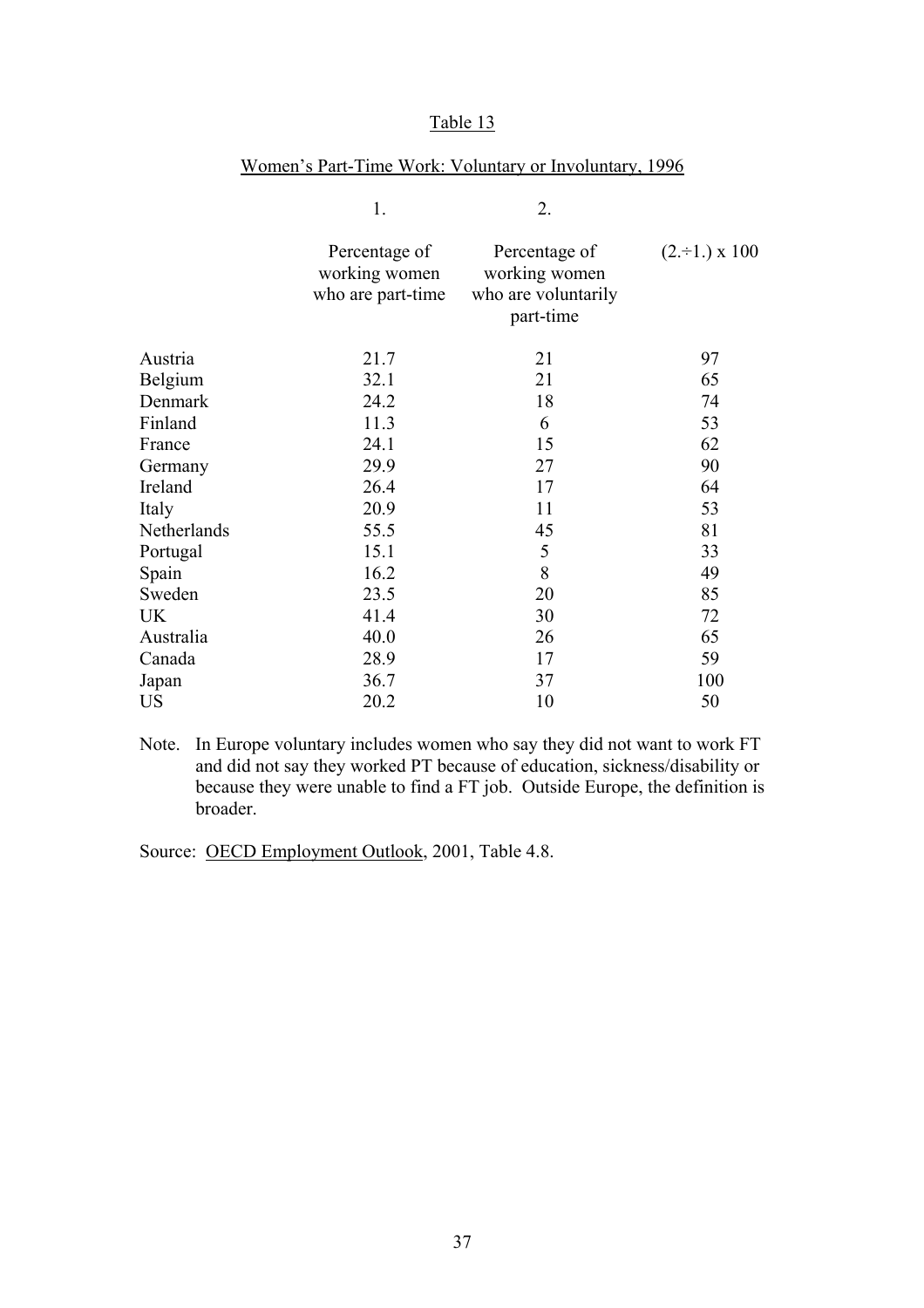Table 13

Women's Part-Time Work: Voluntary or Involuntary, 1996

| | 1. Percentage of working women who are part-time | 2. Percentage of working women who are voluntarily part-time | (2.÷1.) x 100 |
|---|---|---|---|
| Austria | 21.7 | 21 | 97 |
| Belgium | 32.1 | 21 | 65 |
| Denmark | 24.2 | 18 | 74 |
| Finland | 11.3 | 6 | 53 |
| France | 24.1 | 15 | 62 |
| Germany | 29.9 | 27 | 90 |
| Ireland | 26.4 | 17 | 64 |
| Italy | 20.9 | 11 | 53 |
| Netherlands | 55.5 | 45 | 81 |
| Portugal | 15.1 | 5 | 33 |
| Spain | 16.2 | 8 | 49 |
| Sweden | 23.5 | 20 | 85 |
| UK | 41.4 | 30 | 72 |
| Australia | 40.0 | 26 | 65 |
| Canada | 28.9 | 17 | 59 |
| Japan | 36.7 | 37 | 100 |
| US | 20.2 | 10 | 50 |

Note. In Europe voluntary includes women who say they did not want to work FT and did not say they worked PT because of education, sickness/disability or because they were unable to find a FT job. Outside Europe, the definition is broader.

Source: OECD Employment Outlook, 2001, Table 4.8.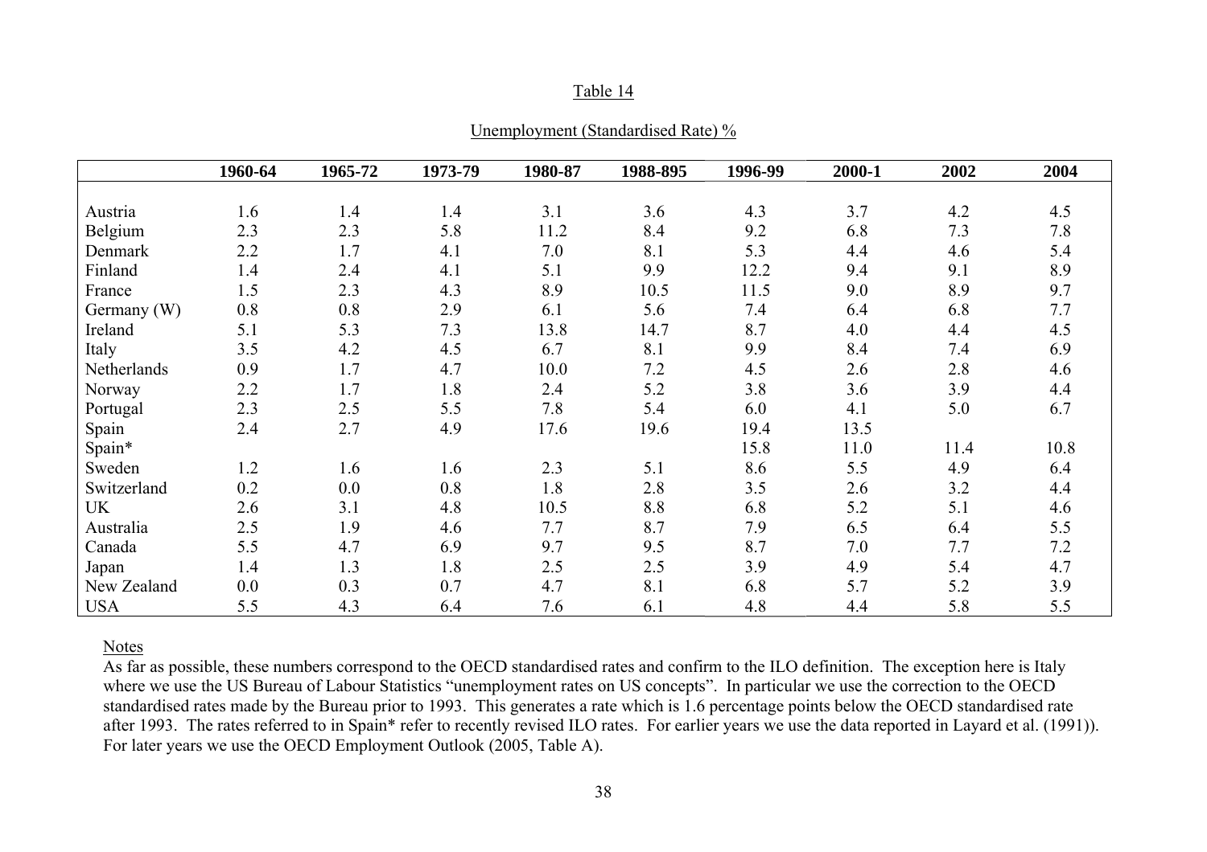Table 14

Unemployment (Standardised Rate) %

| | 1960-64 | 1965-72 | 1973-79 | 1980-87 | 1988-895 | 1996-99 | 2000-1 | 2002 | 2004 |
|---|---|---|---|---|---|---|---|---|---|
| Austria | 1.6 | 1.4 | 1.4 | 3.1 | 3.6 | 4.3 | 3.7 | 4.2 | 4.5 |
| Belgium | 2.3 | 2.3 | 5.8 | 11.2 | 8.4 | 9.2 | 6.8 | 7.3 | 7.8 |
| Denmark | 2.2 | 1.7 | 4.1 | 7.0 | 8.1 | 5.3 | 4.4 | 4.6 | 5.4 |
| Finland | 1.4 | 2.4 | 4.1 | 5.1 | 9.9 | 12.2 | 9.4 | 9.1 | 8.9 |
| France | 1.5 | 2.3 | 4.3 | 8.9 | 10.5 | 11.5 | 9.0 | 8.9 | 9.7 |
| Germany (W) | 0.8 | 0.8 | 2.9 | 6.1 | 5.6 | 7.4 | 6.4 | 6.8 | 7.7 |
| Ireland | 5.1 | 5.3 | 7.3 | 13.8 | 14.7 | 8.7 | 4.0 | 4.4 | 4.5 |
| Italy | 3.5 | 4.2 | 4.5 | 6.7 | 8.1 | 9.9 | 8.4 | 7.4 | 6.9 |
| Netherlands | 0.9 | 1.7 | 4.7 | 10.0 | 7.2 | 4.5 | 2.6 | 2.8 | 4.6 |
| Norway | 2.2 | 1.7 | 1.8 | 2.4 | 5.2 | 3.8 | 3.6 | 3.9 | 4.4 |
| Portugal | 2.3 | 2.5 | 5.5 | 7.8 | 5.4 | 6.0 | 4.1 | 5.0 | 6.7 |
| Spain | 2.4 | 2.7 | 4.9 | 17.6 | 19.6 | 19.4 | 13.5 | | |
| Spain* | | | | | | 15.8 | 11.0 | 11.4 | 10.8 |
| Sweden | 1.2 | 1.6 | 1.6 | 2.3 | 5.1 | 8.6 | 5.5 | 4.9 | 6.4 |
| Switzerland | 0.2 | 0.0 | 0.8 | 1.8 | 2.8 | 3.5 | 2.6 | 3.2 | 4.4 |
| UK | 2.6 | 3.1 | 4.8 | 10.5 | 8.8 | 6.8 | 5.2 | 5.1 | 4.6 |
| Australia | 2.5 | 1.9 | 4.6 | 7.7 | 8.7 | 7.9 | 6.5 | 6.4 | 5.5 |
| Canada | 5.5 | 4.7 | 6.9 | 9.7 | 9.5 | 8.7 | 7.0 | 7.7 | 7.2 |
| Japan | 1.4 | 1.3 | 1.8 | 2.5 | 2.5 | 3.9 | 4.9 | 5.4 | 4.7 |
| New Zealand | 0.0 | 0.3 | 0.7 | 4.7 | 8.1 | 6.8 | 5.7 | 5.2 | 3.9 |
| USA | 5.5 | 4.3 | 6.4 | 7.6 | 6.1 | 4.8 | 4.4 | 5.8 | 5.5 |

Notes

As far as possible, these numbers correspond to the OECD standardised rates and confirm to the ILO definition. The exception here is Italy where we use the US Bureau of Labour Statistics "unemployment rates on US concepts". In particular we use the correction to the OECD standardised rates made by the Bureau prior to 1993. This generates a rate which is 1.6 percentage points below the OECD standardised rate after 1993. The rates referred to in Spain* refer to recently revised ILO rates. For earlier years we use the data reported in Layard et al. (1991)). For later years we use the OECD Employment Outlook (2005, Table A).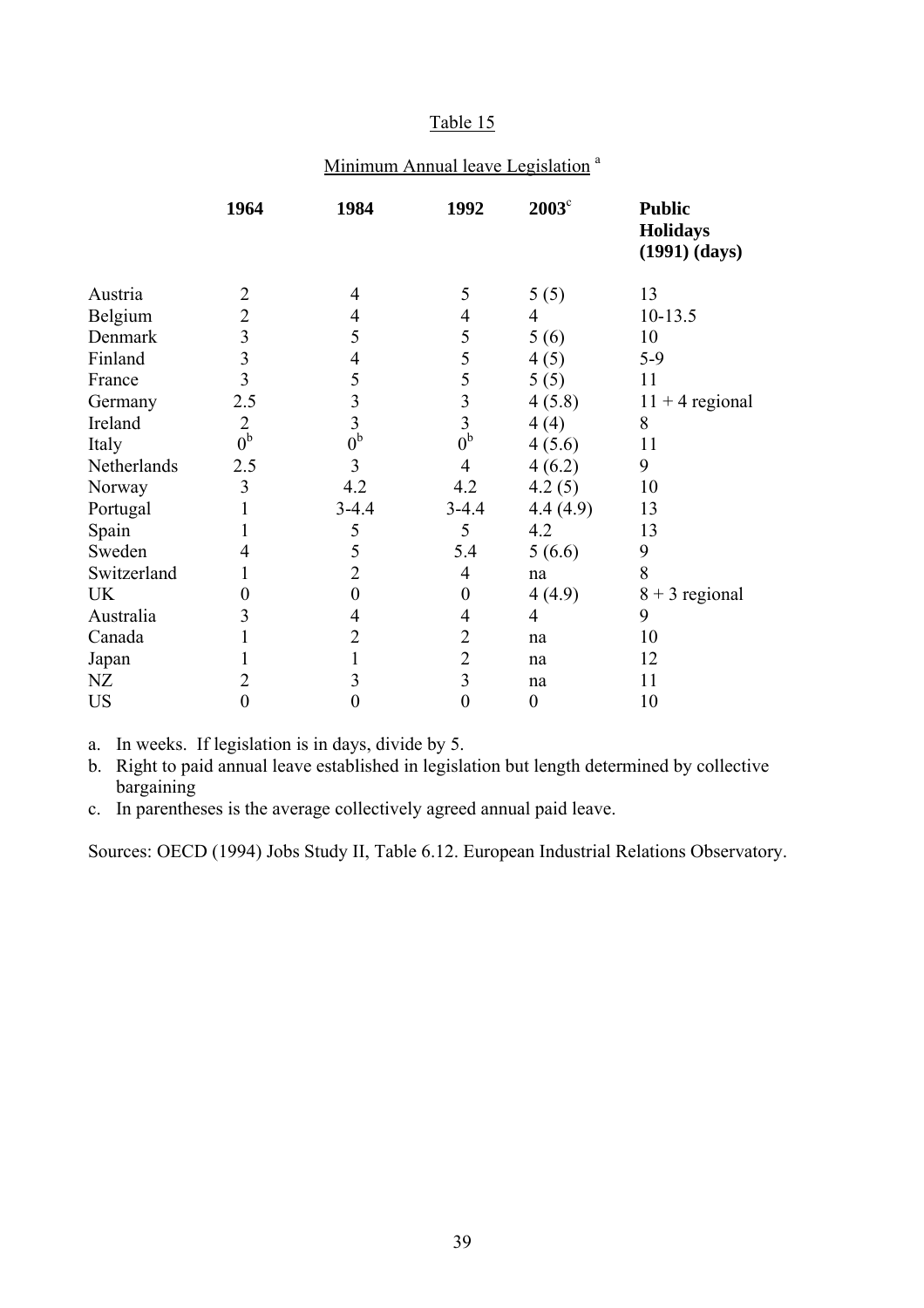Table 15

Minimum Annual leave Legislation [a]

| | 1964 | 1984 | 1992 | 2003[c] | Public Holidays (1991) (days) |
|---|---|---|---|---|---|
| Austria | 2 | 4 | 5 | 5 (5) | 13 |
| Belgium | 2 | 4 | 4 | 4 | 10-13.5 |
| Denmark | 3 | 5 | 5 | 5 (6) | 10 |
| Finland | 3 | 4 | 5 | 4 (5) | 5-9 |
| France | 3 | 5 | 5 | 5 (5) | 11 |
| Germany | 2.5 | 3 | 3 | 4 (5.8) | 11 + 4 regional |
| Ireland | 2 | 3 | 3 | 4 (4) | 8 |
| Italy | 0[b] | 0[b] | 0[b] | 4 (5.6) | 11 |
| Netherlands | 2.5 | 3 | 4 | 4 (6.2) | 9 |
| Norway | 3 | 4.2 | 4.2 | 4.2 (5) | 10 |
| Portugal | 1 | 3-4.4 | 3-4.4 | 4.4 (4.9) | 13 |
| Spain | 1 | 5 | 5 | 4.2 | 13 |
| Sweden | 4 | 5 | 5.4 | 5 (6.6) | 9 |
| Switzerland | 1 | 2 | 4 | na | 8 |
| UK | 0 | 0 | 0 | 4 (4.9) | 8 + 3 regional |
| Australia | 3 | 4 | 4 | 4 | 9 |
| Canada | 1 | 2 | 2 | na | 10 |
| Japan | 1 | 1 | 2 | na | 12 |
| NZ | 2 | 3 | 3 | na | 11 |
| US | 0 | 0 | 0 | 0 | 10 |

a. In weeks. If legislation is in days, divide by 5.

b. Right to paid annual leave established in legislation but length determined by collective bargaining

c. In parentheses is the average collectively agreed annual paid leave.

Sources: OECD (1994) Jobs Study II, Table 6.12. European Industrial Relations Observatory.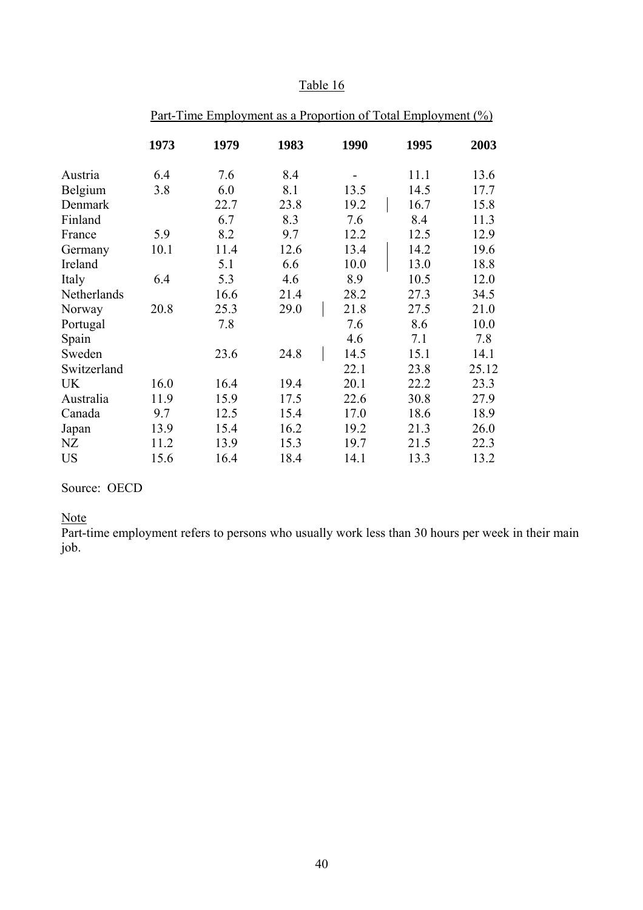Table 16

Part-Time Employment as a Proportion of Total Employment (%)

| | 1973 | 1979 | 1983 | 1990 | 1995 | 2003 |
|---|---|---|---|---|---|---|
| Austria | 6.4 | 7.6 | 8.4 | - | 11.1 | 13.6 |
| Belgium | 3.8 | 6.0 | 8.1 | 13.5 | 14.5 | 17.7 |
| Denmark | | 22.7 | 23.8 | 19.2 | 16.7 | 15.8 |
| Finland | | 6.7 | 8.3 | 7.6 | 8.4 | 11.3 |
| France | 5.9 | 8.2 | 9.7 | 12.2 | 12.5 | 12.9 |
| Germany | 10.1 | 11.4 | 12.6 | 13.4 | 14.2 | 19.6 |
| Ireland | | 5.1 | 6.6 | 10.0 | 13.0 | 18.8 |
| Italy | 6.4 | 5.3 | 4.6 | 8.9 | 10.5 | 12.0 |
| Netherlands | | 16.6 | 21.4 | 28.2 | 27.3 | 34.5 |
| Norway | 20.8 | 25.3 | 29.0 | 21.8 | 27.5 | 21.0 |
| Portugal | | 7.8 | | 7.6 | 8.6 | 10.0 |
| Spain | | | | 4.6 | 7.1 | 7.8 |
| Sweden | | 23.6 | 24.8 | 14.5 | 15.1 | 14.1 |
| Switzerland | | | | 22.1 | 23.8 | 25.12 |
| UK | 16.0 | 16.4 | 19.4 | 20.1 | 22.2 | 23.3 |
| Australia | 11.9 | 15.9 | 17.5 | 22.6 | 30.8 | 27.9 |
| Canada | 9.7 | 12.5 | 15.4 | 17.0 | 18.6 | 18.9 |
| Japan | 13.9 | 15.4 | 16.2 | 19.2 | 21.3 | 26.0 |
| NZ | 11.2 | 13.9 | 15.3 | 19.7 | 21.5 | 22.3 |
| US | 15.6 | 16.4 | 18.4 | 14.1 | 13.3 | 13.2 |

Source: OECD

Note

Part-time employment refers to persons who usually work less than 30 hours per week in their main job.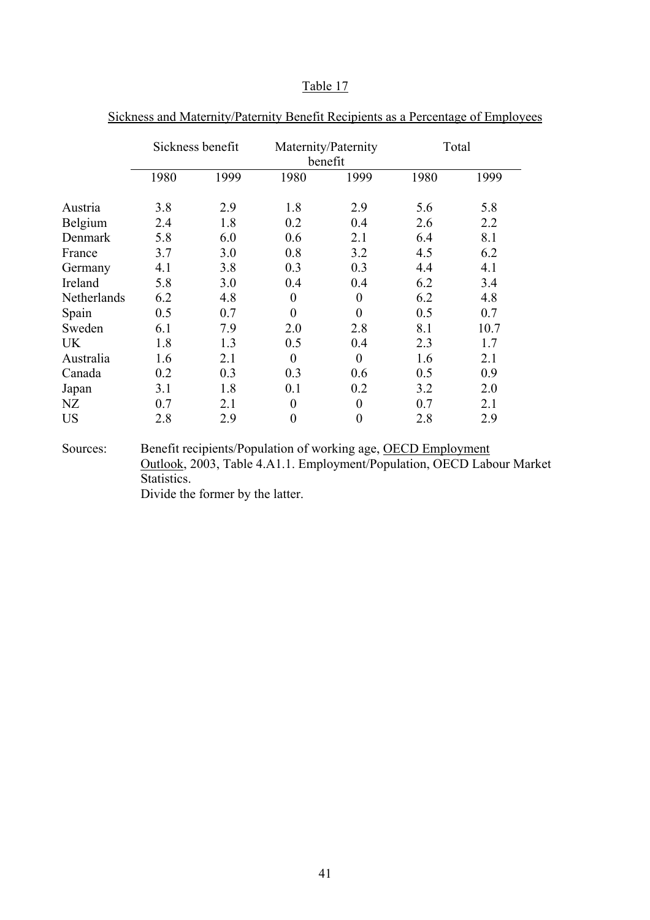Table 17

Sickness and Maternity/Paternity Benefit Recipients as a Percentage of Employees

| | Sickness benefit | | Maternity/Paternity benefit | | Total | |
|---|---|---|---|---|---|---|
| | 1980 | 1999 | 1980 | 1999 | 1980 | 1999 |
| Austria | 3.8 | 2.9 | 1.8 | 2.9 | 5.6 | 5.8 |
| Belgium | 2.4 | 1.8 | 0.2 | 0.4 | 2.6 | 2.2 |
| Denmark | 5.8 | 6.0 | 0.6 | 2.1 | 6.4 | 8.1 |
| France | 3.7 | 3.0 | 0.8 | 3.2 | 4.5 | 6.2 |
| Germany | 4.1 | 3.8 | 0.3 | 0.3 | 4.4 | 4.1 |
| Ireland | 5.8 | 3.0 | 0.4 | 0.4 | 6.2 | 3.4 |
| Netherlands | 6.2 | 4.8 | 0 | 0 | 6.2 | 4.8 |
| Spain | 0.5 | 0.7 | 0 | 0 | 0.5 | 0.7 |
| Sweden | 6.1 | 7.9 | 2.0 | 2.8 | 8.1 | 10.7 |
| UK | 1.8 | 1.3 | 0.5 | 0.4 | 2.3 | 1.7 |
| Australia | 1.6 | 2.1 | 0 | 0 | 1.6 | 2.1 |
| Canada | 0.2 | 0.3 | 0.3 | 0.6 | 0.5 | 0.9 |
| Japan | 3.1 | 1.8 | 0.1 | 0.2 | 3.2 | 2.0 |
| NZ | 0.7 | 2.1 | 0 | 0 | 0.7 | 2.1 |
| US | 2.8 | 2.9 | 0 | 0 | 2.8 | 2.9 |

Sources: Benefit recipients/Population of working age, OECD Employment Outlook, 2003, Table 4.A1.1. Employment/Population, OECD Labour Market Statistics.
Divide the former by the latter.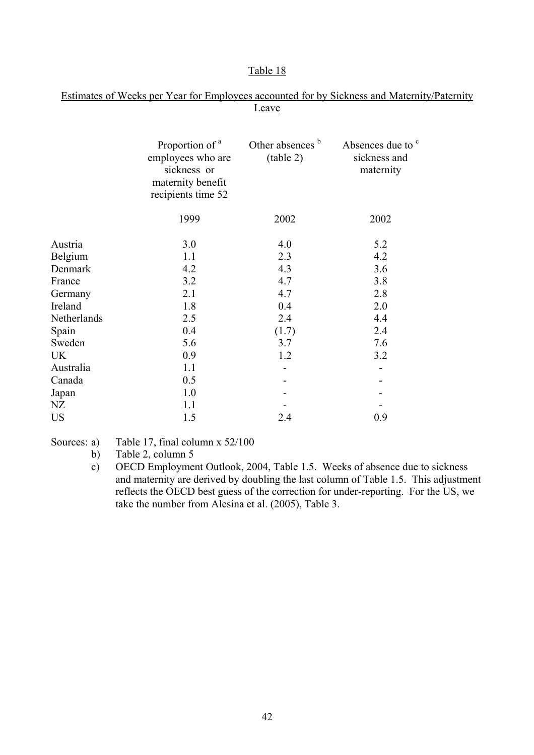Table 18

Estimates of Weeks per Year for Employees accounted for by Sickness and Maternity/Paternity Leave

| | Proportion of [a] employees who are sickness or maternity benefit recipients time 52 | Other absences [b] (table 2) | Absences due to [c] sickness and maternity |
|---|---|---|---|
| | 1999 | 2002 | 2002 |
| Austria | 3.0 | 4.0 | 5.2 |
| Belgium | 1.1 | 2.3 | 4.2 |
| Denmark | 4.2 | 4.3 | 3.6 |
| France | 3.2 | 4.7 | 3.8 |
| Germany | 2.1 | 4.7 | 2.8 |
| Ireland | 1.8 | 0.4 | 2.0 |
| Netherlands | 2.5 | 2.4 | 4.4 |
| Spain | 0.4 | (1.7) | 2.4 |
| Sweden | 5.6 | 3.7 | 7.6 |
| UK | 0.9 | 1.2 | 3.2 |
| Australia | 1.1 | - | - |
| Canada | 0.5 | - | - |
| Japan | 1.0 | - | - |
| NZ | 1.1 | - | - |
| US | 1.5 | 2.4 | 0.9 |

Sources:
a) Table 17, final column x 52/100
b) Table 2, column 5
c) OECD Employment Outlook, 2004, Table 1.5. Weeks of absence due to sickness and maternity are derived by doubling the last column of Table 1.5. This adjustment reflects the OECD best guess of the correction for under-reporting. For the US, we take the number from Alesina et al. (2005), Table 3.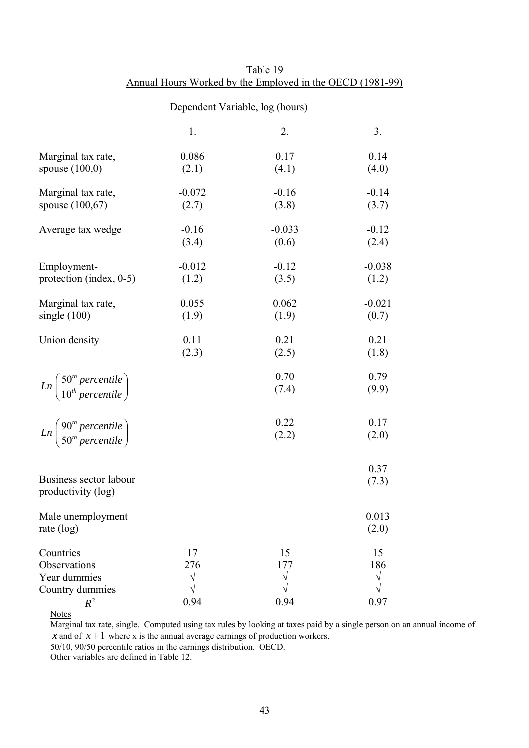Table 19

Annual Hours Worked by the Employed in the OECD (1981-99)

Dependent Variable, log (hours)

| | 1. | 2. | 3. |
|---|---|---|---|
| Marginal tax rate, spouse (100,0) | 0.086 | 0.17 | 0.14 |
| | (2.1) | (4.1) | (4.0) |
| Marginal tax rate, spouse (100,67) | -0.072 | -0.16 | -0.14 |
| | (2.7) | (3.8) | (3.7) |
| Average tax wedge | -0.16 | -0.033 | -0.12 |
| | (3.4) | (0.6) | (2.4) |
| Employment-protection (index, 0-5) | -0.012 | -0.12 | -0.038 |
| | (1.2) | (3.5) | (1.2) |
| Marginal tax rate, single (100) | 0.055 | 0.062 | -0.021 |
| | (1.9) | (1.9) | (0.7) |
| Union density | 0.11 | 0.21 | 0.21 |
| | (2.3) | (2.5) | (1.8) |
| $Ln\left(\frac{50^{th}\ percentile}{10^{th}\ percentile}\right)$ | | 0.70 | 0.79 |
| | | (7.4) | (9.9) |
| $Ln\left(\frac{90^{th}\ percentile}{50^{th}\ percentile}\right)$ | | 0.22 | 0.17 |
| | | (2.2) | (2.0) |
| Business sector labour productivity (log) | | | 0.37 |
| | | | (7.3) |
| Male unemployment rate (log) | | | 0.013 |
| | | | (2.0) |
| Countries | 17 | 15 | 15 |
| Observations | 276 | 177 | 186 |
| Year dummies | √ | √ | √ |
| Country dummies | √ | √ | √ |
| $R^2$ | 0.94 | 0.94 | 0.97 |

Notes

Marginal tax rate, single. Computed using tax rules by looking at taxes paid by a single person on an annual income of $x$ and of $x+1$ where x is the annual average earnings of production workers.

50/10, 90/50 percentile ratios in the earnings distribution. OECD.

Other variables are defined in Table 12.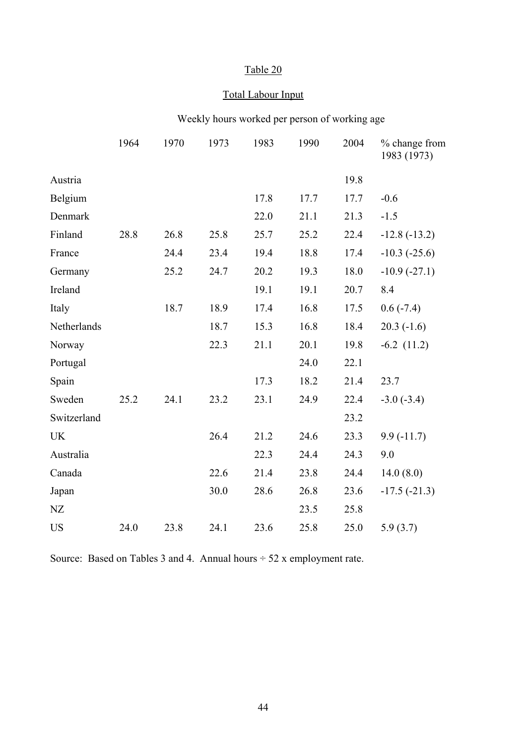Table 20

Total Labour Input

Weekly hours worked per person of working age

| | 1964 | 1970 | 1973 | 1983 | 1990 | 2004 | % change from 1983 (1973) |
|---|---|---|---|---|---|---|---|
| Austria | | | | | | 19.8 | |
| Belgium | | | | 17.8 | 17.7 | 17.7 | -0.6 |
| Denmark | | | | 22.0 | 21.1 | 21.3 | -1.5 |
| Finland | 28.8 | 26.8 | 25.8 | 25.7 | 25.2 | 22.4 | -12.8 (-13.2) |
| France | | 24.4 | 23.4 | 19.4 | 18.8 | 17.4 | -10.3 (-25.6) |
| Germany | | 25.2 | 24.7 | 20.2 | 19.3 | 18.0 | -10.9 (-27.1) |
| Ireland | | | | 19.1 | 19.1 | 20.7 | 8.4 |
| Italy | | 18.7 | 18.9 | 17.4 | 16.8 | 17.5 | 0.6 (-7.4) |
| Netherlands | | | 18.7 | 15.3 | 16.8 | 18.4 | 20.3 (-1.6) |
| Norway | | | 22.3 | 21.1 | 20.1 | 19.8 | -6.2 (11.2) |
| Portugal | | | | | 24.0 | 22.1 | |
| Spain | | | | 17.3 | 18.2 | 21.4 | 23.7 |
| Sweden | 25.2 | 24.1 | 23.2 | 23.1 | 24.9 | 22.4 | -3.0 (-3.4) |
| Switzerland | | | | | | 23.2 | |
| UK | | | 26.4 | 21.2 | 24.6 | 23.3 | 9.9 (-11.7) |
| Australia | | | | 22.3 | 24.4 | 24.3 | 9.0 |
| Canada | | | 22.6 | 21.4 | 23.8 | 24.4 | 14.0 (8.0) |
| Japan | | | 30.0 | 28.6 | 26.8 | 23.6 | -17.5 (-21.3) |
| NZ | | | | | 23.5 | 25.8 | |
| US | 24.0 | 23.8 | 24.1 | 23.6 | 25.8 | 25.0 | 5.9 (3.7) |

Source: Based on Tables 3 and 4. Annual hours ÷ 52 x employment rate.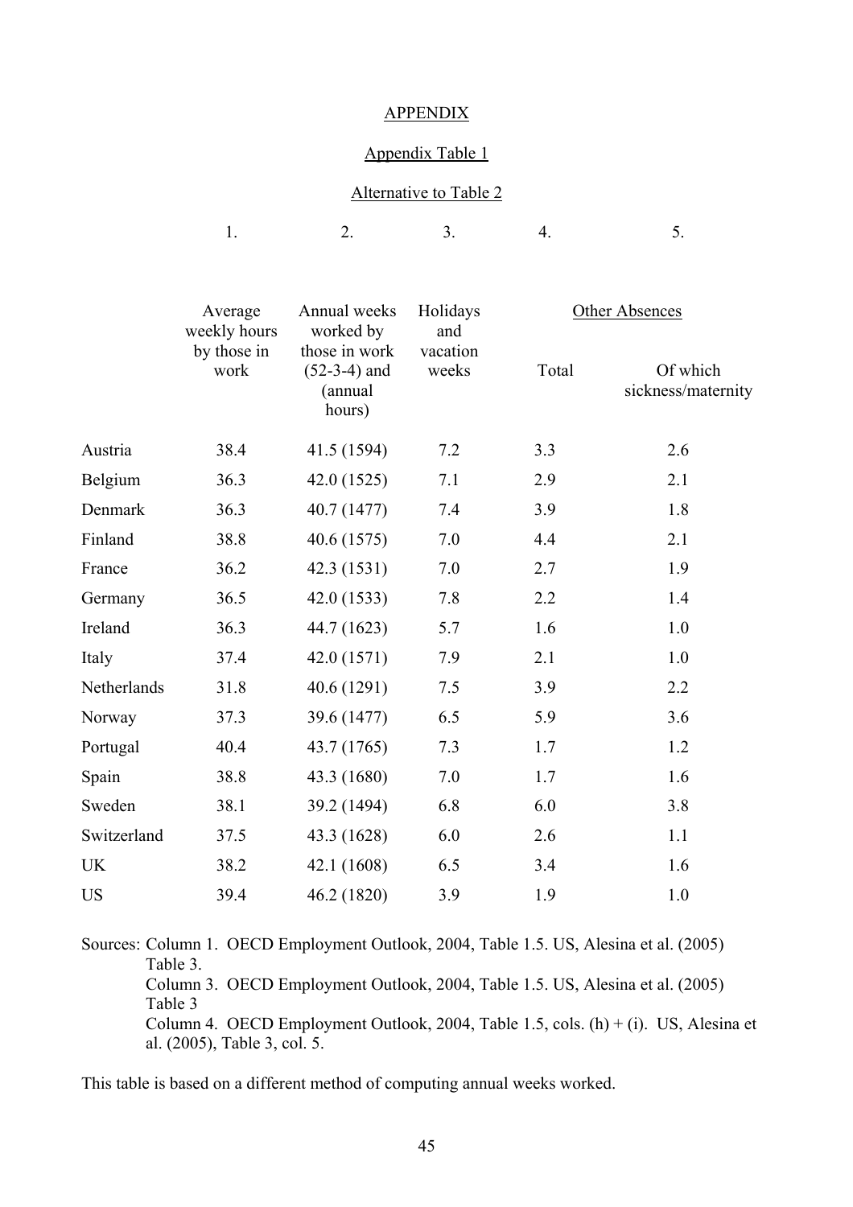## APPENDIX

### Appendix Table 1

#### Alternative to Table 2

| | 1. | 2. | 3. | 4. | 5. |
|---|---|---|---|---|---|
| | Average weekly hours by those in work | Annual weeks worked by those in work (52-3-4) and (annual hours) | Holidays and vacation weeks | Other Absences | |
| | | | | Total | Of which sickness/maternity |
| Austria | 38.4 | 41.5 (1594) | 7.2 | 3.3 | 2.6 |
| Belgium | 36.3 | 42.0 (1525) | 7.1 | 2.9 | 2.1 |
| Denmark | 36.3 | 40.7 (1477) | 7.4 | 3.9 | 1.8 |
| Finland | 38.8 | 40.6 (1575) | 7.0 | 4.4 | 2.1 |
| France | 36.2 | 42.3 (1531) | 7.0 | 2.7 | 1.9 |
| Germany | 36.5 | 42.0 (1533) | 7.8 | 2.2 | 1.4 |
| Ireland | 36.3 | 44.7 (1623) | 5.7 | 1.6 | 1.0 |
| Italy | 37.4 | 42.0 (1571) | 7.9 | 2.1 | 1.0 |
| Netherlands | 31.8 | 40.6 (1291) | 7.5 | 3.9 | 2.2 |
| Norway | 37.3 | 39.6 (1477) | 6.5 | 5.9 | 3.6 |
| Portugal | 40.4 | 43.7 (1765) | 7.3 | 1.7 | 1.2 |
| Spain | 38.8 | 43.3 (1680) | 7.0 | 1.7 | 1.6 |
| Sweden | 38.1 | 39.2 (1494) | 6.8 | 6.0 | 3.8 |
| Switzerland | 37.5 | 43.3 (1628) | 6.0 | 2.6 | 1.1 |
| UK | 38.2 | 42.1 (1608) | 6.5 | 3.4 | 1.6 |
| US | 39.4 | 46.2 (1820) | 3.9 | 1.9 | 1.0 |

Sources: Column 1. OECD Employment Outlook, 2004, Table 1.5. US, Alesina et al. (2005) Table 3.
Column 3. OECD Employment Outlook, 2004, Table 1.5. US, Alesina et al. (2005) Table 3
Column 4. OECD Employment Outlook, 2004, Table 1.5, cols. (h) + (i). US, Alesina et al. (2005), Table 3, col. 5.

This table is based on a different method of computing annual weeks worked.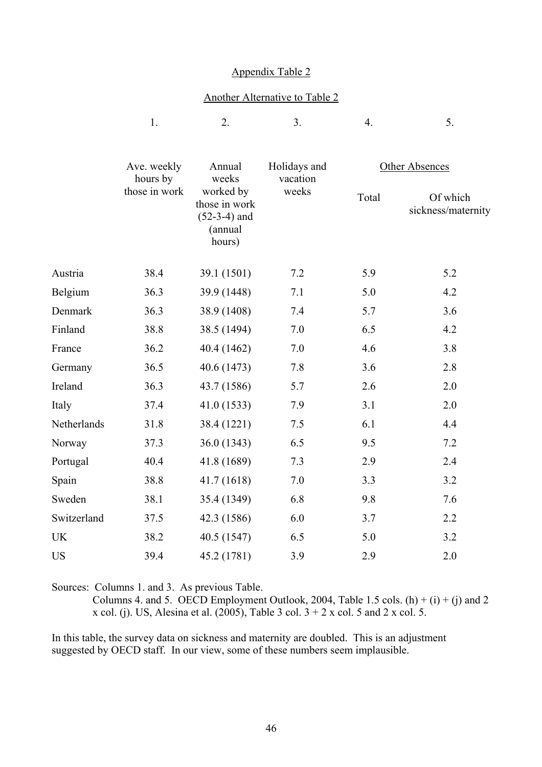Appendix Table 2

Another Alternative to Table 2

| | 1. | 2. | 3. | 4. | 5. |
|---|---|---|---|---|---|
| | Ave. weekly hours by those in work | Annual weeks worked by those in work (52-3-4) and (annual hours) | Holidays and vacation weeks | Other Absences | |
| | | | | Total | Of which sickness/maternity |
| Austria | 38.4 | 39.1 (1501) | 7.2 | 5.9 | 5.2 |
| Belgium | 36.3 | 39.9 (1448) | 7.1 | 5.0 | 4.2 |
| Denmark | 36.3 | 38.9 (1408) | 7.4 | 5.7 | 3.6 |
| Finland | 38.8 | 38.5 (1494) | 7.0 | 6.5 | 4.2 |
| France | 36.2 | 40.4 (1462) | 7.0 | 4.6 | 3.8 |
| Germany | 36.5 | 40.6 (1473) | 7.8 | 3.6 | 2.8 |
| Ireland | 36.3 | 43.7 (1586) | 5.7 | 2.6 | 2.0 |
| Italy | 37.4 | 41.0 (1533) | 7.9 | 3.1 | 2.0 |
| Netherlands | 31.8 | 38.4 (1221) | 7.5 | 6.1 | 4.4 |
| Norway | 37.3 | 36.0 (1343) | 6.5 | 9.5 | 7.2 |
| Portugal | 40.4 | 41.8 (1689) | 7.3 | 2.9 | 2.4 |
| Spain | 38.8 | 41.7 (1618) | 7.0 | 3.3 | 3.2 |
| Sweden | 38.1 | 35.4 (1349) | 6.8 | 9.8 | 7.6 |
| Switzerland | 37.5 | 42.3 (1586) | 6.0 | 3.7 | 2.2 |
| UK | 38.2 | 40.5 (1547) | 6.5 | 5.0 | 3.2 |
| US | 39.4 | 45.2 (1781) | 3.9 | 2.9 | 2.0 |

Sources: Columns 1. and 3. As previous Table.
Columns 4. and 5. OECD Employment Outlook, 2004, Table 1.5 cols. (h) + (i) + (j) and 2 x col. (j). US, Alesina et al. (2005), Table 3 col. 3 + 2 x col. 5 and 2 x col. 5.

In this table, the survey data on sickness and maternity are doubled. This is an adjustment suggested by OECD staff. In our view, some of these numbers seem implausible.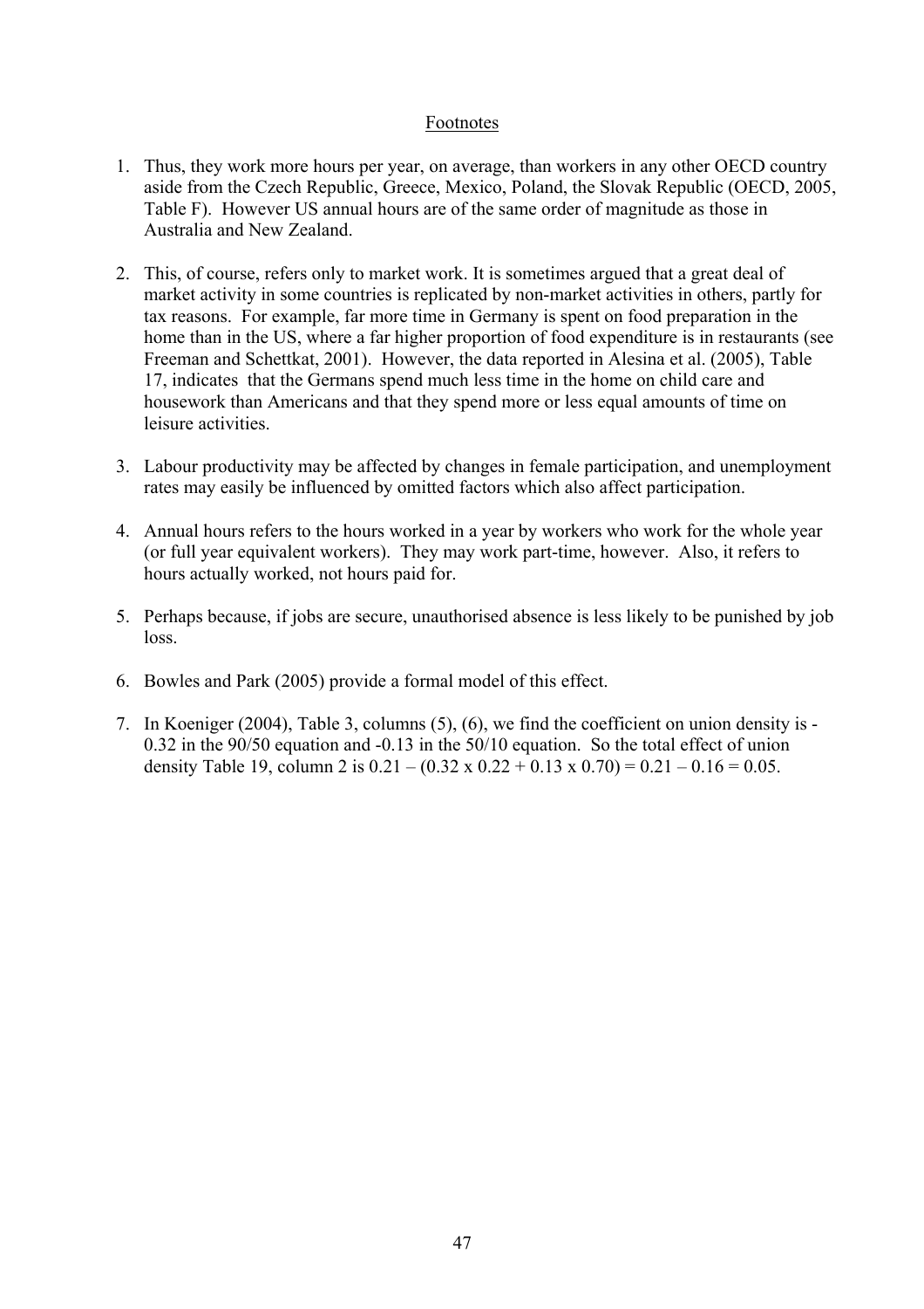## Footnotes

1. Thus, they work more hours per year, on average, than workers in any other OECD country aside from the Czech Republic, Greece, Mexico, Poland, the Slovak Republic (OECD, 2005, Table F). However US annual hours are of the same order of magnitude as those in Australia and New Zealand.

2. This, of course, refers only to market work. It is sometimes argued that a great deal of market activity in some countries is replicated by non-market activities in others, partly for tax reasons. For example, far more time in Germany is spent on food preparation in the home than in the US, where a far higher proportion of food expenditure is in restaurants (see Freeman and Schettkat, 2001). However, the data reported in Alesina et al. (2005), Table 17, indicates that the Germans spend much less time in the home on child care and housework than Americans and that they spend more or less equal amounts of time on leisure activities.

3. Labour productivity may be affected by changes in female participation, and unemployment rates may easily be influenced by omitted factors which also affect participation.

4. Annual hours refers to the hours worked in a year by workers who work for the whole year (or full year equivalent workers). They may work part-time, however. Also, it refers to hours actually worked, not hours paid for.

5. Perhaps because, if jobs are secure, unauthorised absence is less likely to be punished by job loss.

6. Bowles and Park (2005) provide a formal model of this effect.

7. In Koeniger (2004), Table 3, columns (5), (6), we find the coefficient on union density is -0.32 in the 90/50 equation and -0.13 in the 50/10 equation. So the total effect of union density Table 19, column 2 is $0.21 - (0.32 \times 0.22 + 0.13 \times 0.70) = 0.21 - 0.16 = 0.05$.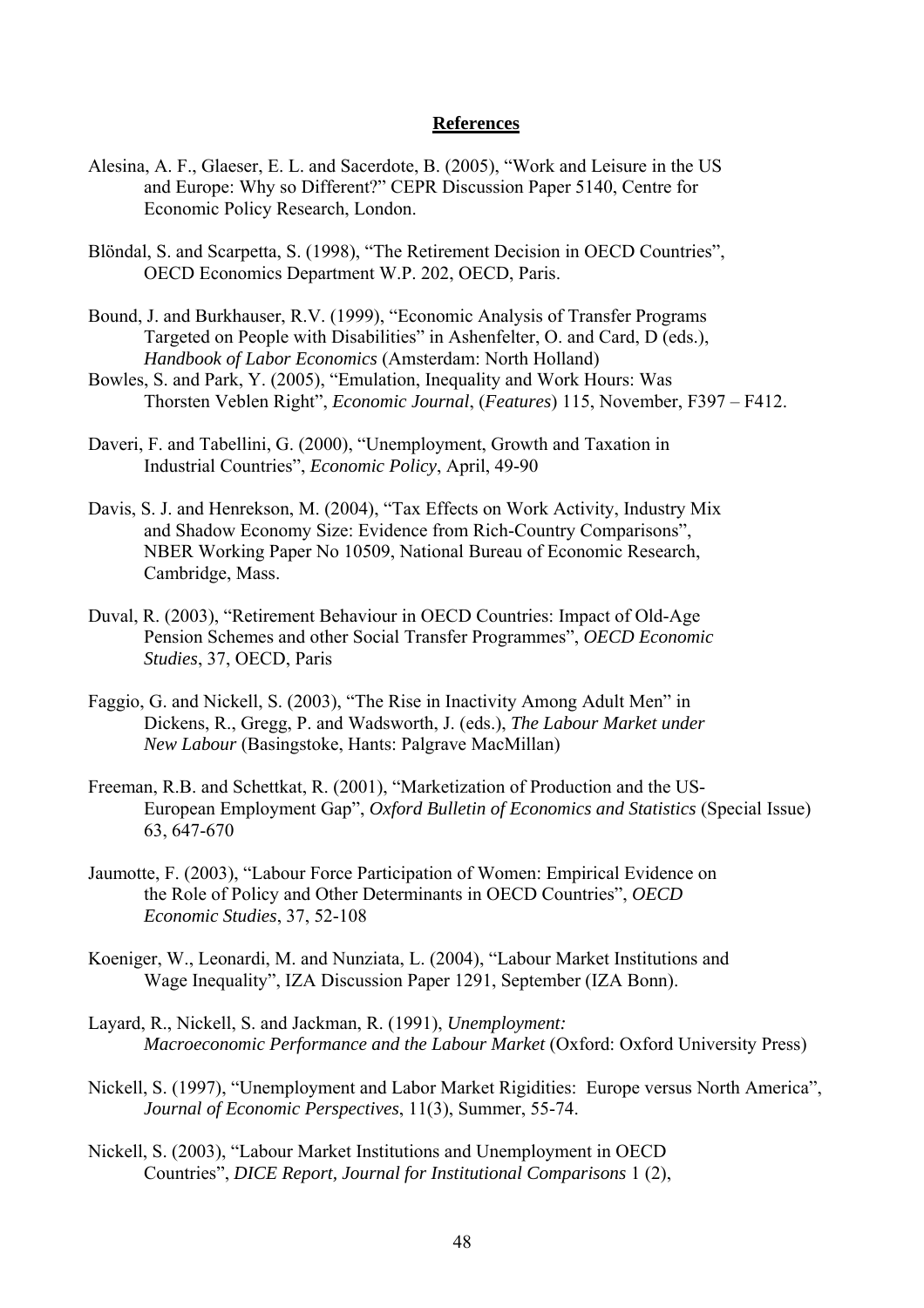## References

Alesina, A. F., Glaeser, E. L. and Sacerdote, B. (2005), "Work and Leisure in the US and Europe: Why so Different?" CEPR Discussion Paper 5140, Centre for Economic Policy Research, London.

Blöndal, S. and Scarpetta, S. (1998), "The Retirement Decision in OECD Countries", OECD Economics Department W.P. 202, OECD, Paris.

Bound, J. and Burkhauser, R.V. (1999), "Economic Analysis of Transfer Programs Targeted on People with Disabilities" in Ashenfelter, O. and Card, D (eds.), *Handbook of Labor Economics* (Amsterdam: North Holland)

Bowles, S. and Park, Y. (2005), "Emulation, Inequality and Work Hours: Was Thorsten Veblen Right", *Economic Journal*, (*Features*) 115, November, F397 – F412.

Daveri, F. and Tabellini, G. (2000), "Unemployment, Growth and Taxation in Industrial Countries", *Economic Policy*, April, 49-90

Davis, S. J. and Henrekson, M. (2004), "Tax Effects on Work Activity, Industry Mix and Shadow Economy Size: Evidence from Rich-Country Comparisons", NBER Working Paper No 10509, National Bureau of Economic Research, Cambridge, Mass.

Duval, R. (2003), "Retirement Behaviour in OECD Countries: Impact of Old-Age Pension Schemes and other Social Transfer Programmes", *OECD Economic Studies*, 37, OECD, Paris

Faggio, G. and Nickell, S. (2003), "The Rise in Inactivity Among Adult Men" in Dickens, R., Gregg, P. and Wadsworth, J. (eds.), *The Labour Market under New Labour* (Basingstoke, Hants: Palgrave MacMillan)

Freeman, R.B. and Schettkat, R. (2001), "Marketization of Production and the US-European Employment Gap", *Oxford Bulletin of Economics and Statistics* (Special Issue) 63, 647-670

Jaumotte, F. (2003), "Labour Force Participation of Women: Empirical Evidence on the Role of Policy and Other Determinants in OECD Countries", *OECD Economic Studies*, 37, 52-108

Koeniger, W., Leonardi, M. and Nunziata, L. (2004), "Labour Market Institutions and Wage Inequality", IZA Discussion Paper 1291, September (IZA Bonn).

Layard, R., Nickell, S. and Jackman, R. (1991), *Unemployment: Macroeconomic Performance and the Labour Market* (Oxford: Oxford University Press)

Nickell, S. (1997), "Unemployment and Labor Market Rigidities: Europe versus North America", *Journal of Economic Perspectives*, 11(3), Summer, 55-74.

Nickell, S. (2003), "Labour Market Institutions and Unemployment in OECD Countries", *DICE Report, Journal for Institutional Comparisons* 1 (2),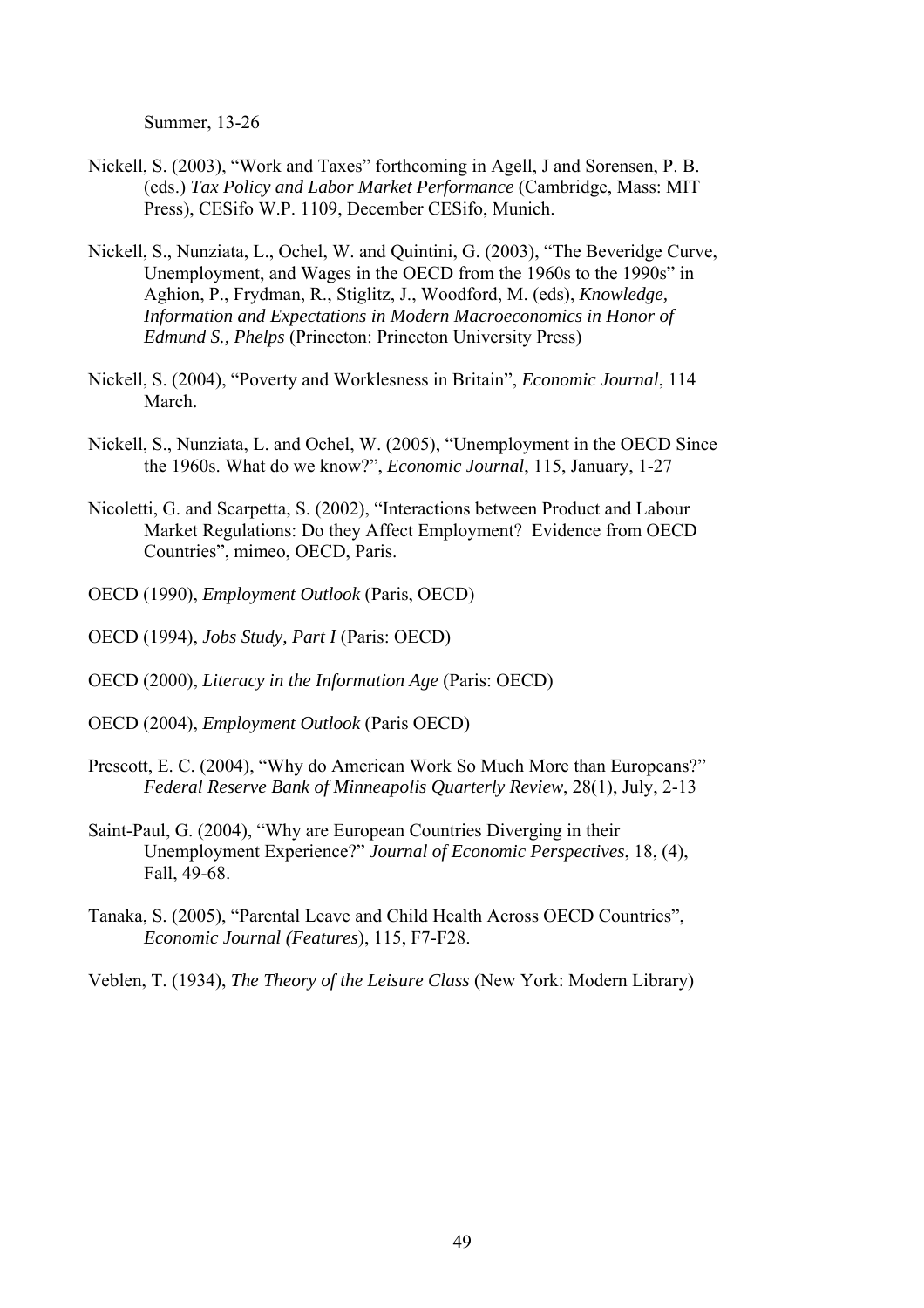Summer, 13-26

Nickell, S. (2003), "Work and Taxes" forthcoming in Agell, J and Sorensen, P. B. (eds.) *Tax Policy and Labor Market Performance* (Cambridge, Mass: MIT Press), CESifo W.P. 1109, December CESifo, Munich.

Nickell, S., Nunziata, L., Ochel, W. and Quintini, G. (2003), "The Beveridge Curve, Unemployment, and Wages in the OECD from the 1960s to the 1990s" in Aghion, P., Frydman, R., Stiglitz, J., Woodford, M. (eds), *Knowledge, Information and Expectations in Modern Macroeconomics in Honor of Edmund S., Phelps* (Princeton: Princeton University Press)

Nickell, S. (2004), "Poverty and Worklesness in Britain", *Economic Journal*, 114 March.

Nickell, S., Nunziata, L. and Ochel, W. (2005), "Unemployment in the OECD Since the 1960s. What do we know?", *Economic Journal*, 115, January, 1-27

Nicoletti, G. and Scarpetta, S. (2002), "Interactions between Product and Labour Market Regulations: Do they Affect Employment? Evidence from OECD Countries", mimeo, OECD, Paris.

OECD (1990), *Employment Outlook* (Paris, OECD)

OECD (1994), *Jobs Study, Part I* (Paris: OECD)

OECD (2000), *Literacy in the Information Age* (Paris: OECD)

OECD (2004), *Employment Outlook* (Paris OECD)

Prescott, E. C. (2004), "Why do American Work So Much More than Europeans?" *Federal Reserve Bank of Minneapolis Quarterly Review*, 28(1), July, 2-13

Saint-Paul, G. (2004), "Why are European Countries Diverging in their Unemployment Experience?" *Journal of Economic Perspectives*, 18, (4), Fall, 49-68.

Tanaka, S. (2005), "Parental Leave and Child Health Across OECD Countries", *Economic Journal (Features)*, 115, F7-F28.

Veblen, T. (1934), *The Theory of the Leisure Class* (New York: Modern Library)